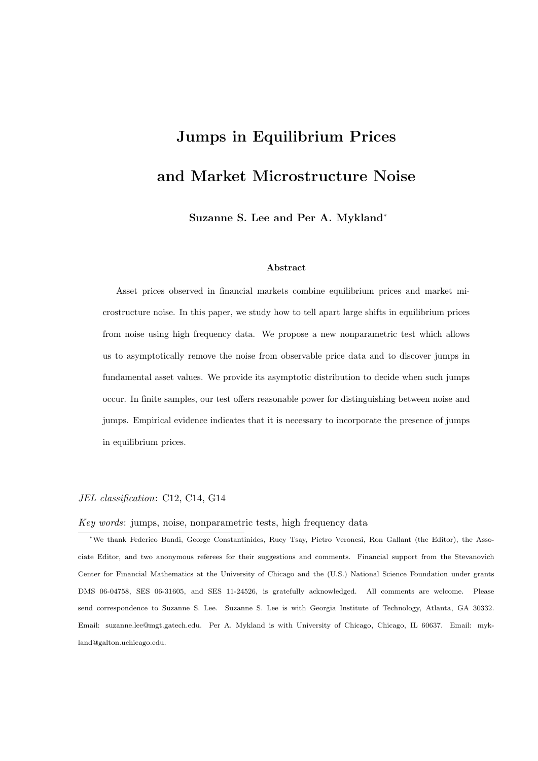# Jumps in Equilibrium Prices

# and Market Microstructure Noise

**Suzanne S. Lee and Per A. Mykland***

### Abstract

Asset prices observed in financial markets combine equilibrium prices and market microstructure noise. In this paper, we study how to tell apart large shifts in equilibrium prices from noise using high frequency data. We propose a new nonparametric test which allows us to asymptotically remove the noise from observable price data and to discover jumps in fundamental asset values. We provide its asymptotic distribution to decide when such jumps occur. In finite samples, our test offers reasonable power for distinguishing between noise and jumps. Empirical evidence indicates that it is necessary to incorporate the presence of jumps in equilibrium prices.

*JEL classification*: C12, C14, G14

*Key words*: jumps, noise, nonparametric tests, high frequency data

*We thank Federico Bandi, George Constantinides, Ruey Tsay, Pietro Veronesi, Ron Gallant (the Editor), the Associate Editor, and two anonymous referees for their suggestions and comments. Financial support from the Stevanovich Center for Financial Mathematics at the University of Chicago and the (U.S.) National Science Foundation under grants DMS 06-04758, SES 06-31605, and SES 11-24526, is gratefully acknowledged. All comments are welcome. Please send correspondence to Suzanne S. Lee. Suzanne S. Lee is with Georgia Institute of Technology, Atlanta, GA 30332. Email: suzanne.lee@mgt.gatech.edu. Per A. Mykland is with University of Chicago, Chicago, IL 60637. Email: mykland@galton.uchicago.edu.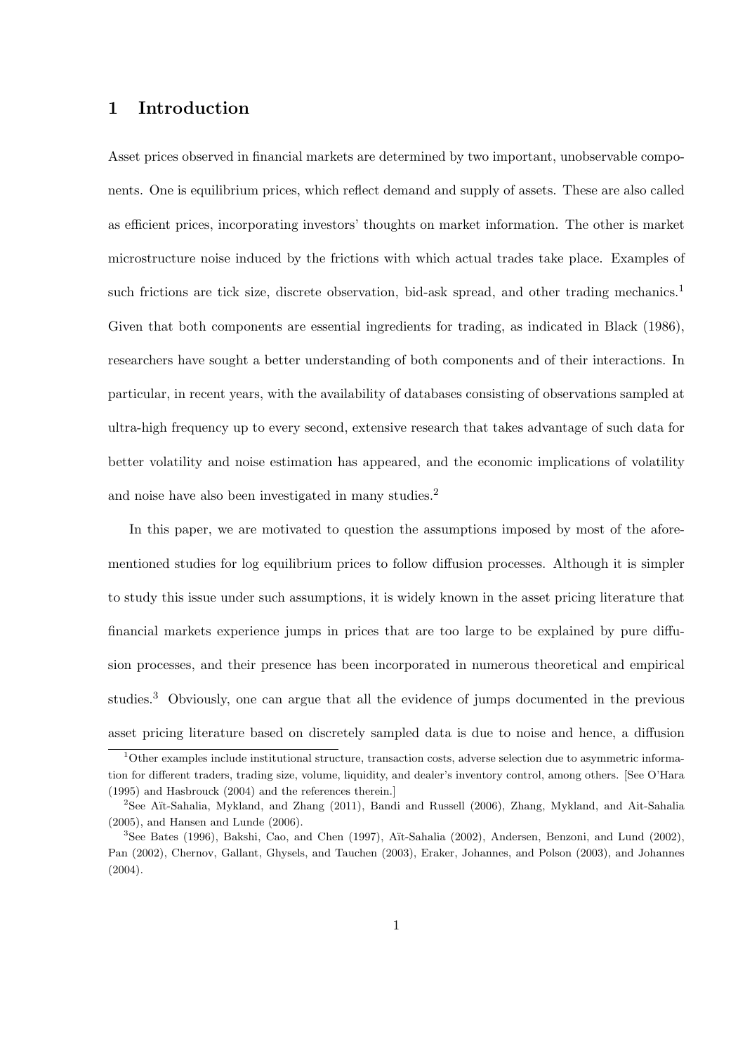# 1 Introduction

Asset prices observed in financial markets are determined by two important, unobservable components. One is equilibrium prices, which reflect demand and supply of assets. These are also called as efficient prices, incorporating investors' thoughts on market information. The other is market microstructure noise induced by the frictions with which actual trades take place. Examples of such frictions are tick size, discrete observation, bid-ask spread, and other trading mechanics.[1] Given that both components are essential ingredients for trading, as indicated in Black (1986), researchers have sought a better understanding of both components and of their interactions. In particular, in recent years, with the availability of databases consisting of observations sampled at ultra-high frequency up to every second, extensive research that takes advantage of such data for better volatility and noise estimation has appeared, and the economic implications of volatility and noise have also been investigated in many studies.[2]

In this paper, we are motivated to question the assumptions imposed by most of the aforementioned studies for log equilibrium prices to follow diffusion processes. Although it is simpler to study this issue under such assumptions, it is widely known in the asset pricing literature that financial markets experience jumps in prices that are too large to be explained by pure diffusion processes, and their presence has been incorporated in numerous theoretical and empirical studies.[3] Obviously, one can argue that all the evidence of jumps documented in the previous asset pricing literature based on discretely sampled data is due to noise and hence, a diffusion

[1] Other examples include institutional structure, transaction costs, adverse selection due to asymmetric information for different traders, trading size, volume, liquidity, and dealer's inventory control, among others. [See O'Hara (1995) and Hasbrouck (2004) and the references therein.]

[2] See Aït-Sahalia, Mykland, and Zhang (2011), Bandi and Russell (2006), Zhang, Mykland, and Ait-Sahalia (2005), and Hansen and Lunde (2006).

[3] See Bates (1996), Bakshi, Cao, and Chen (1997), Aït-Sahalia (2002), Andersen, Benzoni, and Lund (2002), Pan (2002), Chernov, Gallant, Ghysels, and Tauchen (2003), Eraker, Johannes, and Polson (2003), and Johannes (2004).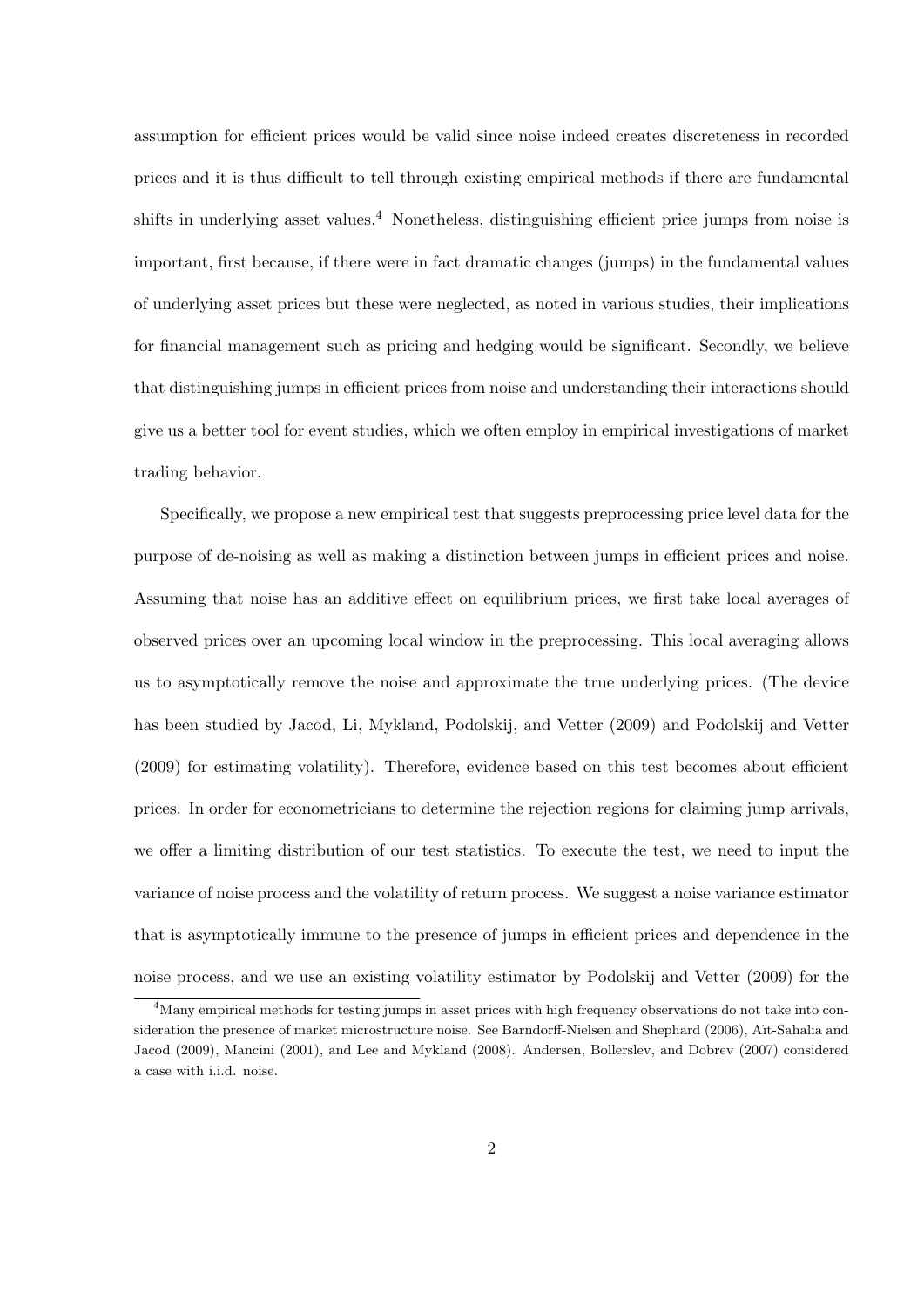assumption for efficient prices would be valid since noise indeed creates discreteness in recorded prices and it is thus difficult to tell through existing empirical methods if there are fundamental shifts in underlying asset values.[4] Nonetheless, distinguishing efficient price jumps from noise is important, first because, if there were in fact dramatic changes (jumps) in the fundamental values of underlying asset prices but these were neglected, as noted in various studies, their implications for financial management such as pricing and hedging would be significant. Secondly, we believe that distinguishing jumps in efficient prices from noise and understanding their interactions should give us a better tool for event studies, which we often employ in empirical investigations of market trading behavior.

Specifically, we propose a new empirical test that suggests preprocessing price level data for the purpose of de-noising as well as making a distinction between jumps in efficient prices and noise. Assuming that noise has an additive effect on equilibrium prices, we first take local averages of observed prices over an upcoming local window in the preprocessing. This local averaging allows us to asymptotically remove the noise and approximate the true underlying prices. (The device has been studied by Jacod, Li, Mykland, Podolskij, and Vetter (2009) and Podolskij and Vetter (2009) for estimating volatility). Therefore, evidence based on this test becomes about efficient prices. In order for econometricians to determine the rejection regions for claiming jump arrivals, we offer a limiting distribution of our test statistics. To execute the test, we need to input the variance of noise process and the volatility of return process. We suggest a noise variance estimator that is asymptotically immune to the presence of jumps in efficient prices and dependence in the noise process, and we use an existing volatility estimator by Podolskij and Vetter (2009) for the

[4] Many empirical methods for testing jumps in asset prices with high frequency observations do not take into consideration the presence of market microstructure noise. See Barndorff-Nielsen and Shephard (2006), Aït-Sahalia and Jacod (2009), Mancini (2001), and Lee and Mykland (2008). Andersen, Bollerslev, and Dobrev (2007) considered a case with i.i.d. noise.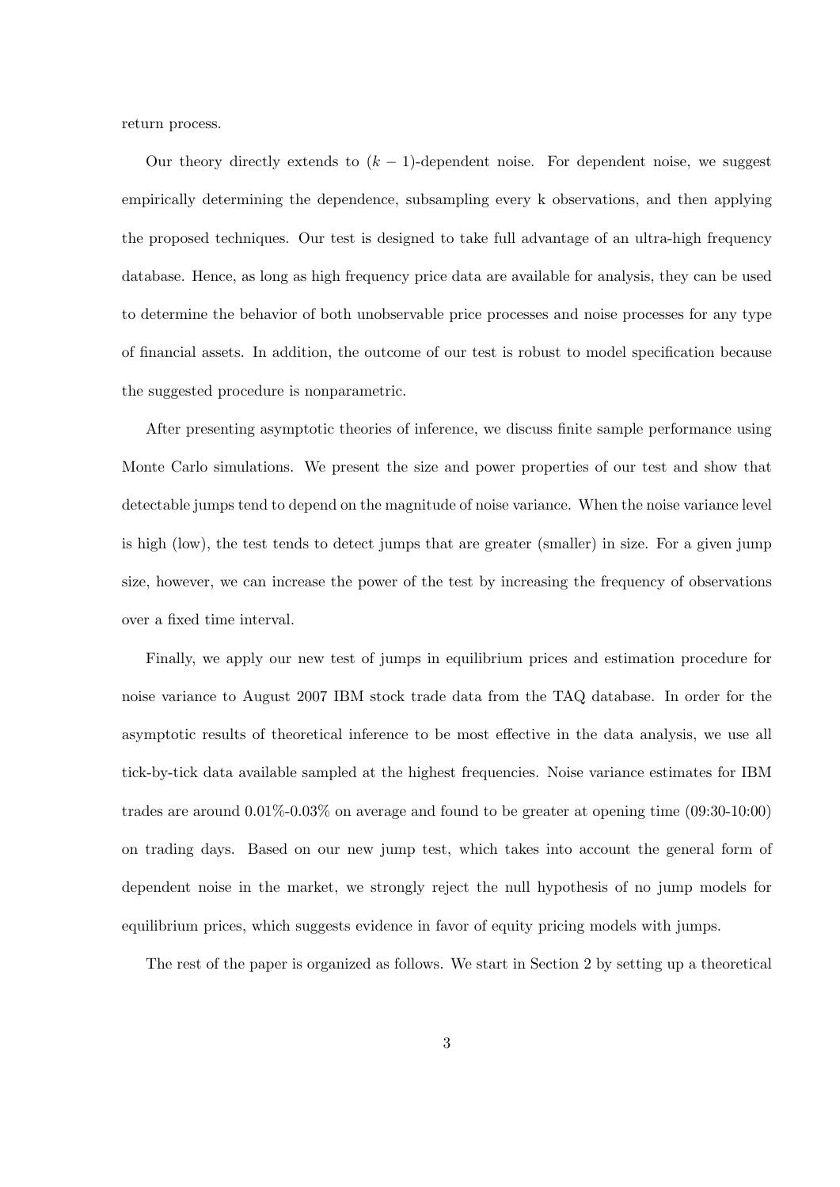return process.

Our theory directly extends to $(k-1)$-dependent noise. For dependent noise, we suggest empirically determining the dependence, subsampling every k observations, and then applying the proposed techniques. Our test is designed to take full advantage of an ultra-high frequency database. Hence, as long as high frequency price data are available for analysis, they can be used to determine the behavior of both unobservable price processes and noise processes for any type of financial assets. In addition, the outcome of our test is robust to model specification because the suggested procedure is nonparametric.

After presenting asymptotic theories of inference, we discuss finite sample performance using Monte Carlo simulations. We present the size and power properties of our test and show that detectable jumps tend to depend on the magnitude of noise variance. When the noise variance level is high (low), the test tends to detect jumps that are greater (smaller) in size. For a given jump size, however, we can increase the power of the test by increasing the frequency of observations over a fixed time interval.

Finally, we apply our new test of jumps in equilibrium prices and estimation procedure for noise variance to August 2007 IBM stock trade data from the TAQ database. In order for the asymptotic results of theoretical inference to be most effective in the data analysis, we use all tick-by-tick data available sampled at the highest frequencies. Noise variance estimates for IBM trades are around 0.01%-0.03% on average and found to be greater at opening time (09:30-10:00) on trading days. Based on our new jump test, which takes into account the general form of dependent noise in the market, we strongly reject the null hypothesis of no jump models for equilibrium prices, which suggests evidence in favor of equity pricing models with jumps.

The rest of the paper is organized as follows. We start in Section 2 by setting up a theoretical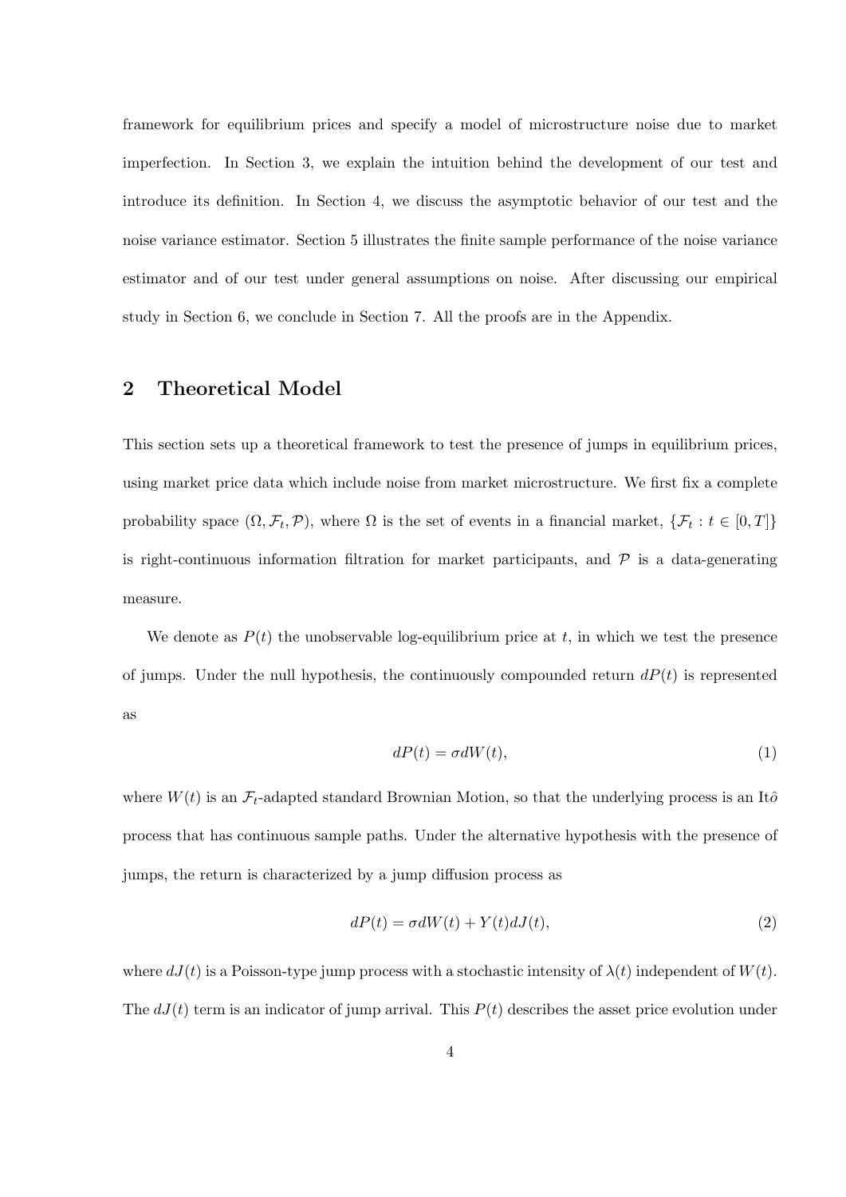framework for equilibrium prices and specify a model of microstructure noise due to market imperfection. In Section 3, we explain the intuition behind the development of our test and introduce its definition. In Section 4, we discuss the asymptotic behavior of our test and the noise variance estimator. Section 5 illustrates the finite sample performance of the noise variance estimator and of our test under general assumptions on noise. After discussing our empirical study in Section 6, we conclude in Section 7. All the proofs are in the Appendix.

## 2 Theoretical Model

This section sets up a theoretical framework to test the presence of jumps in equilibrium prices, using market price data which include noise from market microstructure. We first fix a complete probability space $(\Omega, \mathcal{F}_t, \mathcal{P})$, where $\Omega$ is the set of events in a financial market, $\{\mathcal{F}_t : t \in [0, T]\}$ is right-continuous information filtration for market participants, and $\mathcal{P}$ is a data-generating measure.

We denote as $P(t)$ the unobservable log-equilibrium price at $t$, in which we test the presence of jumps. Under the null hypothesis, the continuously compounded return $dP(t)$ is represented as

$$dP(t) = \sigma dW(t), \tag{1}$$

where $W(t)$ is an $\mathcal{F}_t$-adapted standard Brownian Motion, so that the underlying process is an Itô process that has continuous sample paths. Under the alternative hypothesis with the presence of jumps, the return is characterized by a jump diffusion process as

$$dP(t) = \sigma dW(t) + Y(t)dJ(t), \tag{2}$$

where $dJ(t)$ is a Poisson-type jump process with a stochastic intensity of $\lambda(t)$ independent of $W(t)$. The $dJ(t)$ term is an indicator of jump arrival. This $P(t)$ describes the asset price evolution under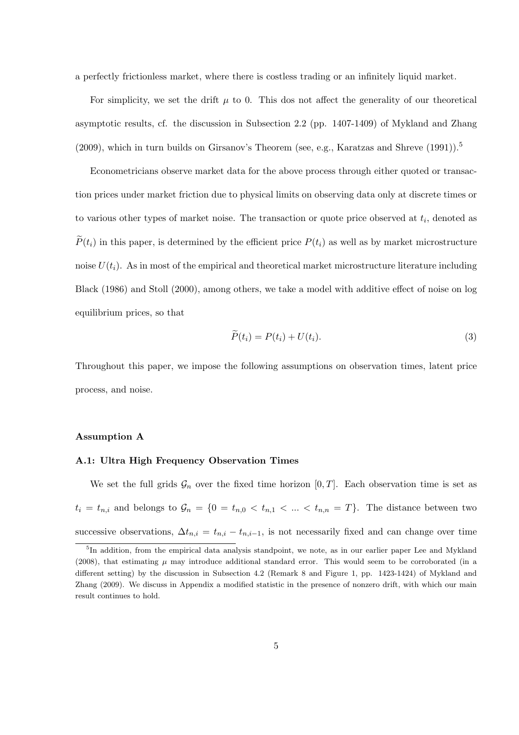a perfectly frictionless market, where there is costless trading or an infinitely liquid market.

For simplicity, we set the drift $\mu$ to 0. This dos not affect the generality of our theoretical asymptotic results, cf. the discussion in Subsection 2.2 (pp. 1407-1409) of Mykland and Zhang (2009), which in turn builds on Girsanov's Theorem (see, e.g., Karatzas and Shreve (1991)).[5]

Econometricians observe market data for the above process through either quoted or transaction prices under market friction due to physical limits on observing data only at discrete times or to various other types of market noise. The transaction or quote price observed at $t_i$, denoted as $\widetilde{P}(t_i)$ in this paper, is determined by the efficient price $P(t_i)$ as well as by market microstructure noise $U(t_i)$. As in most of the empirical and theoretical market microstructure literature including Black (1986) and Stoll (2000), among others, we take a model with additive effect of noise on log equilibrium prices, so that

$$\widetilde{P}(t_i) = P(t_i) + U(t_i). \tag{3}$$

Throughout this paper, we impose the following assumptions on observation times, latent price process, and noise.

**Assumption A**

**A.1: Ultra High Frequency Observation Times**

We set the full grids $\mathcal{G}_n$ over the fixed time horizon $[0, T]$. Each observation time is set as $t_i = t_{n,i}$ and belongs to $\mathcal{G}_n = \{0 = t_{n,0} < t_{n,1} < ... < t_{n,n} = T\}$. The distance between two successive observations, $\Delta t_{n,i} = t_{n,i} - t_{n,i-1}$, is not necessarily fixed and can change over time

[5] In addition, from the empirical data analysis standpoint, we note, as in our earlier paper Lee and Mykland (2008), that estimating $\mu$ may introduce additional standard error. This would seem to be corroborated (in a different setting) by the discussion in Subsection 4.2 (Remark 8 and Figure 1, pp. 1423-1424) of Mykland and Zhang (2009). We discuss in Appendix a modified statistic in the presence of nonzero drift, with which our main result continues to hold.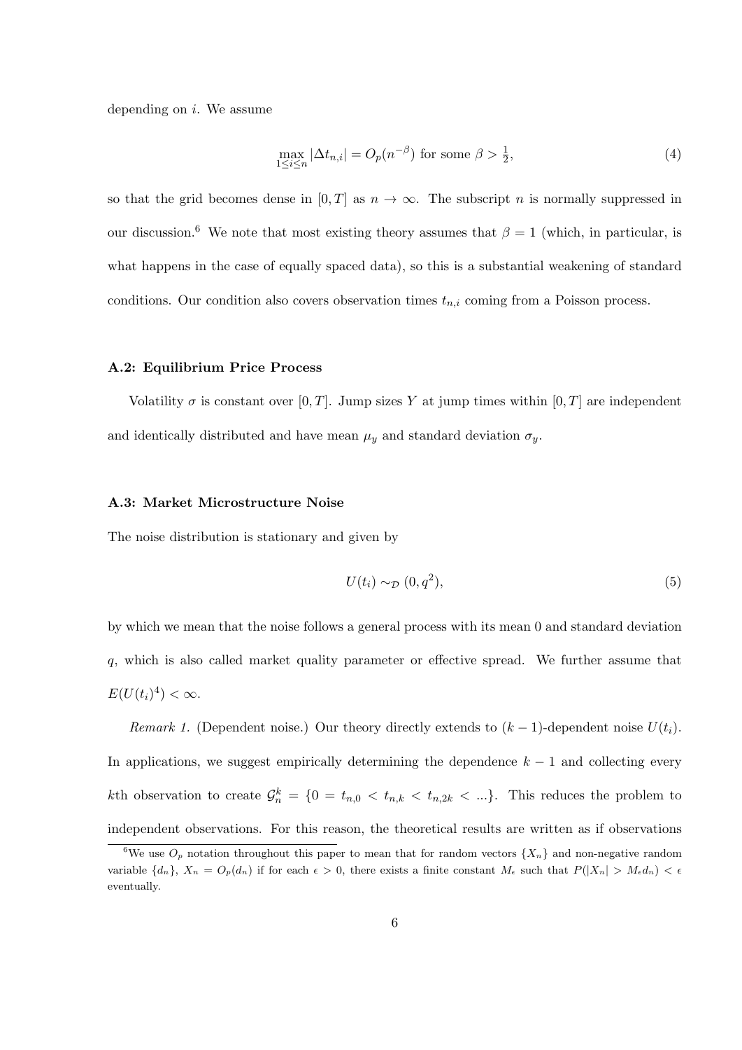depending on $i$. We assume

$$\max_{1 \leq i \leq n} |\Delta t_{n,i}| = O_p(n^{-\beta}) \text{ for some } \beta > \tfrac{1}{2}, \tag{4}$$

so that the grid becomes dense in $[0, T]$ as $n \to \infty$. The subscript $n$ is normally suppressed in our discussion.[6] We note that most existing theory assumes that $\beta = 1$ (which, in particular, is what happens in the case of equally spaced data), so this is a substantial weakening of standard conditions. Our condition also covers observation times $t_{n,i}$ coming from a Poisson process.

#### A.2: Equilibrium Price Process

Volatility $\sigma$ is constant over $[0, T]$. Jump sizes $Y$ at jump times within $[0, T]$ are independent and identically distributed and have mean $\mu_y$ and standard deviation $\sigma_y$.

#### A.3: Market Microstructure Noise

The noise distribution is stationary and given by

$$U(t_i) \sim_{\mathcal{D}} (0, q^2), \tag{5}$$

by which we mean that the noise follows a general process with its mean 0 and standard deviation $q$, which is also called market quality parameter or effective spread. We further assume that $E(U(t_i)^4) < \infty$.

*Remark 1.* (Dependent noise.) Our theory directly extends to $(k-1)$-dependent noise $U(t_i)$. In applications, we suggest empirically determining the dependence $k-1$ and collecting every $k$th observation to create $\mathcal{G}_n^k = \{0 = t_{n,0} < t_{n,k} < t_{n,2k} < \ldots\}$. This reduces the problem to independent observations. For this reason, the theoretical results are written as if observations

[6] We use $O_p$ notation throughout this paper to mean that for random vectors $\{X_n\}$ and non-negative random variable $\{d_n\}$, $X_n = O_p(d_n)$ if for each $\epsilon > 0$, there exists a finite constant $M_\epsilon$ such that $P(|X_n| > M_\epsilon d_n) < \epsilon$ eventually.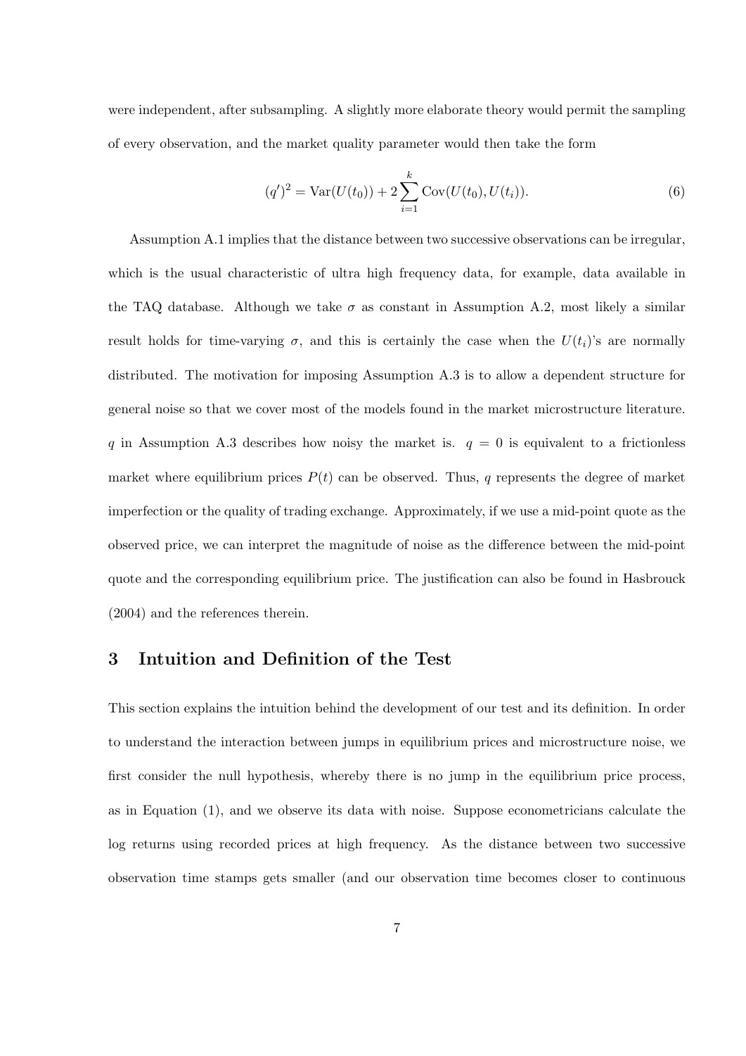were independent, after subsampling. A slightly more elaborate theory would permit the sampling of every observation, and the market quality parameter would then take the form

$$(q')^2 = \text{Var}(U(t_0)) + 2\sum_{i=1}^{k} \text{Cov}(U(t_0), U(t_i)). \tag{6}$$

Assumption A.1 implies that the distance between two successive observations can be irregular, which is the usual characteristic of ultra high frequency data, for example, data available in the TAQ database. Although we take $\sigma$ as constant in Assumption A.2, most likely a similar result holds for time-varying $\sigma$, and this is certainly the case when the $U(t_i)$'s are normally distributed. The motivation for imposing Assumption A.3 is to allow a dependent structure for general noise so that we cover most of the models found in the market microstructure literature. $q$ in Assumption A.3 describes how noisy the market is. $q = 0$ is equivalent to a frictionless market where equilibrium prices $P(t)$ can be observed. Thus, $q$ represents the degree of market imperfection or the quality of trading exchange. Approximately, if we use a mid-point quote as the observed price, we can interpret the magnitude of noise as the difference between the mid-point quote and the corresponding equilibrium price. The justification can also be found in Hasbrouck (2004) and the references therein.

## 3 Intuition and Definition of the Test

This section explains the intuition behind the development of our test and its definition. In order to understand the interaction between jumps in equilibrium prices and microstructure noise, we first consider the null hypothesis, whereby there is no jump in the equilibrium price process, as in Equation (1), and we observe its data with noise. Suppose econometricians calculate the log returns using recorded prices at high frequency. As the distance between two successive observation time stamps gets smaller (and our observation time becomes closer to continuous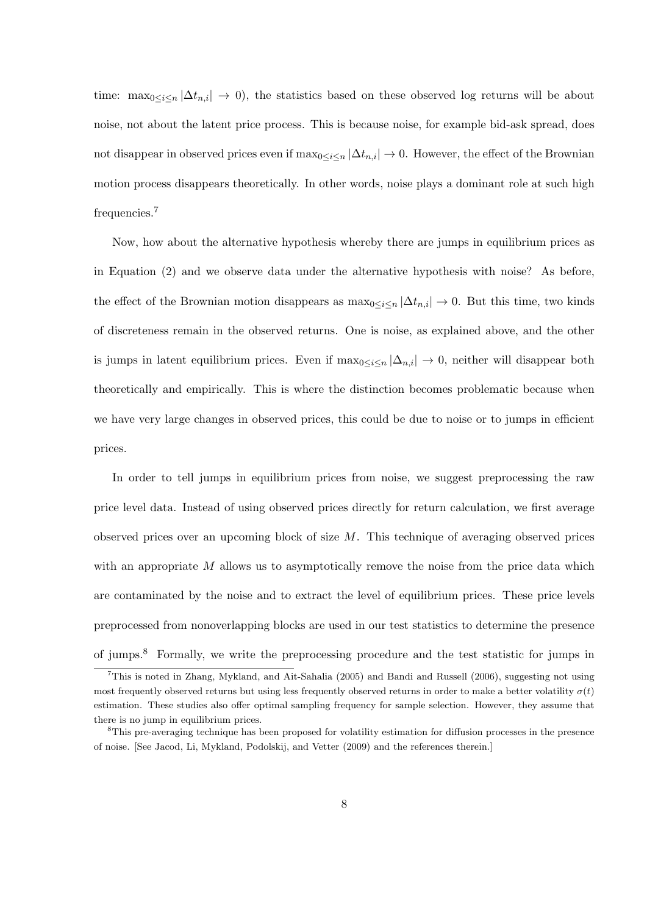time: $\max_{0 \leq i \leq n} |\Delta t_{n,i}| \rightarrow 0$), the statistics based on these observed log returns will be about noise, not about the latent price process. This is because noise, for example bid-ask spread, does not disappear in observed prices even if $\max_{0 \leq i \leq n} |\Delta t_{n,i}| \rightarrow 0$. However, the effect of the Brownian motion process disappears theoretically. In other words, noise plays a dominant role at such high frequencies.[7]

Now, how about the alternative hypothesis whereby there are jumps in equilibrium prices as in Equation (2) and we observe data under the alternative hypothesis with noise? As before, the effect of the Brownian motion disappears as $\max_{0 \leq i \leq n} |\Delta t_{n,i}| \rightarrow 0$. But this time, two kinds of discreteness remain in the observed returns. One is noise, as explained above, and the other is jumps in latent equilibrium prices. Even if $\max_{0 \leq i \leq n} |\Delta_{n,i}| \rightarrow 0$, neither will disappear both theoretically and empirically. This is where the distinction becomes problematic because when we have very large changes in observed prices, this could be due to noise or to jumps in efficient prices.

In order to tell jumps in equilibrium prices from noise, we suggest preprocessing the raw price level data. Instead of using observed prices directly for return calculation, we first average observed prices over an upcoming block of size $M$. This technique of averaging observed prices with an appropriate $M$ allows us to asymptotically remove the noise from the price data which are contaminated by the noise and to extract the level of equilibrium prices. These price levels preprocessed from nonoverlapping blocks are used in our test statistics to determine the presence of jumps.[8] Formally, we write the preprocessing procedure and the test statistic for jumps in

[7] This is noted in Zhang, Mykland, and Ait-Sahalia (2005) and Bandi and Russell (2006), suggesting not using most frequently observed returns but using less frequently observed returns in order to make a better volatility $\sigma(t)$ estimation. These studies also offer optimal sampling frequency for sample selection. However, they assume that there is no jump in equilibrium prices.

[8] This pre-averaging technique has been proposed for volatility estimation for diffusion processes in the presence of noise. [See Jacod, Li, Mykland, Podolskij, and Vetter (2009) and the references therein.]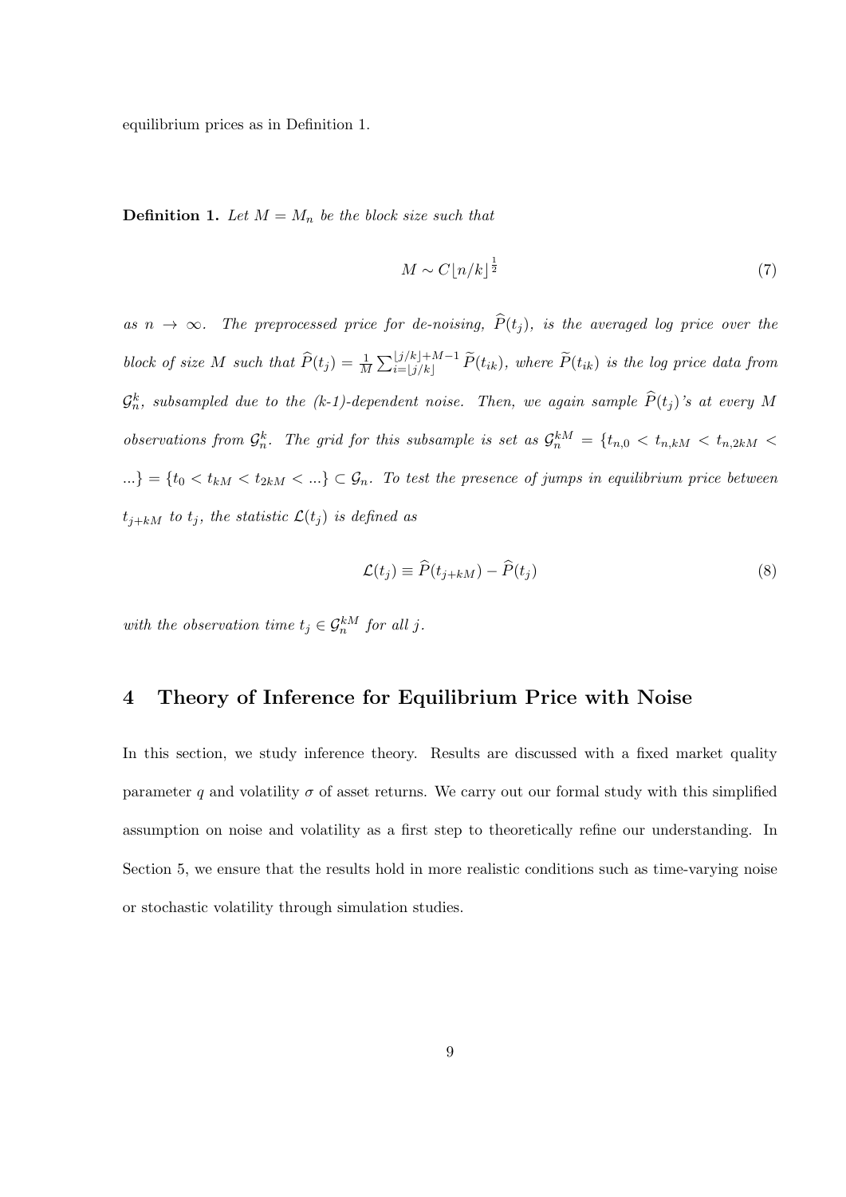equilibrium prices as in Definition 1.

**Definition 1.** *Let $M = M_n$ be the block size such that*

$$M \sim C\lfloor n/k \rfloor^{\frac{1}{2}} \tag{7}$$

*as $n \to \infty$. The preprocessed price for de-noising, $\widehat{P}(t_j)$, is the averaged log price over the block of size $M$ such that $\widehat{P}(t_j) = \frac{1}{M}\sum_{i=\lfloor j/k \rfloor}^{\lfloor j/k \rfloor + M-1} \widetilde{P}(t_{ik})$, where $\widetilde{P}(t_{ik})$ is the log price data from $\mathcal{G}_n^k$, subsampled due to the (k-1)-dependent noise. Then, we again sample $\widehat{P}(t_j)$'s at every $M$ observations from $\mathcal{G}_n^k$. The grid for this subsample is set as $\mathcal{G}_n^{kM} = \{t_{n,0} < t_{n,kM} < t_{n,2kM} < ...\} = \{t_0 < t_{kM} < t_{2kM} < ...\} \subset \mathcal{G}_n$. To test the presence of jumps in equilibrium price between $t_{j+kM}$ to $t_j$, the statistic $\mathcal{L}(t_j)$ is defined as*

$$\mathcal{L}(t_j) \equiv \widehat{P}(t_{j+kM}) - \widehat{P}(t_j) \tag{8}$$

*with the observation time $t_j \in \mathcal{G}_n^{kM}$ for all $j$.*

## 4 Theory of Inference for Equilibrium Price with Noise

In this section, we study inference theory. Results are discussed with a fixed market quality parameter $q$ and volatility $\sigma$ of asset returns. We carry out our formal study with this simplified assumption on noise and volatility as a first step to theoretically refine our understanding. In Section 5, we ensure that the results hold in more realistic conditions such as time-varying noise or stochastic volatility through simulation studies.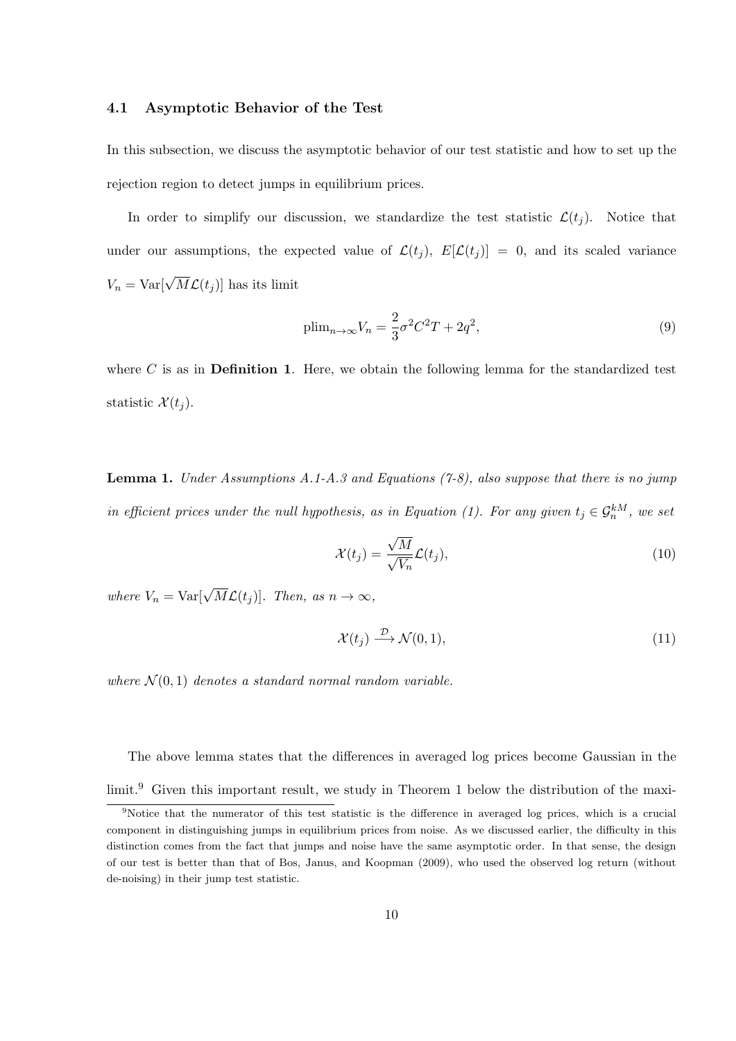### 4.1 Asymptotic Behavior of the Test

In this subsection, we discuss the asymptotic behavior of our test statistic and how to set up the rejection region to detect jumps in equilibrium prices.

In order to simplify our discussion, we standardize the test statistic $\mathcal{L}(t_j)$. Notice that under our assumptions, the expected value of $\mathcal{L}(t_j)$, $E[\mathcal{L}(t_j)] = 0$, and its scaled variance $V_n = \text{Var}[\sqrt{M}\mathcal{L}(t_j)]$ has its limit

$$\text{plim}_{n\to\infty} V_n = \frac{2}{3}\sigma^2 C^2 T + 2q^2, \tag{9}$$

where $C$ is as in **Definition 1**. Here, we obtain the following lemma for the standardized test statistic $\mathcal{X}(t_j)$.

**Lemma 1.** *Under Assumptions A.1-A.3 and Equations (7-8), also suppose that there is no jump in efficient prices under the null hypothesis, as in Equation (1). For any given $t_j \in \mathcal{G}_n^{kM}$, we set*

$$\mathcal{X}(t_j) = \frac{\sqrt{M}}{\sqrt{V_n}}\mathcal{L}(t_j), \tag{10}$$

*where $V_n = \text{Var}[\sqrt{M}\mathcal{L}(t_j)]$. Then, as $n \to \infty$,*

$$\mathcal{X}(t_j) \xrightarrow{\mathcal{D}} \mathcal{N}(0, 1), \tag{11}$$

*where $\mathcal{N}(0, 1)$ denotes a standard normal random variable.*

The above lemma states that the differences in averaged log prices become Gaussian in the limit.[9] Given this important result, we study in Theorem 1 below the distribution of the maxi-

[9]Notice that the numerator of this test statistic is the difference in averaged log prices, which is a crucial component in distinguishing jumps in equilibrium prices from noise. As we discussed earlier, the difficulty in this distinction comes from the fact that jumps and noise have the same asymptotic order. In that sense, the design of our test is better than that of Bos, Janus, and Koopman (2009), who used the observed log return (without de-noising) in their jump test statistic.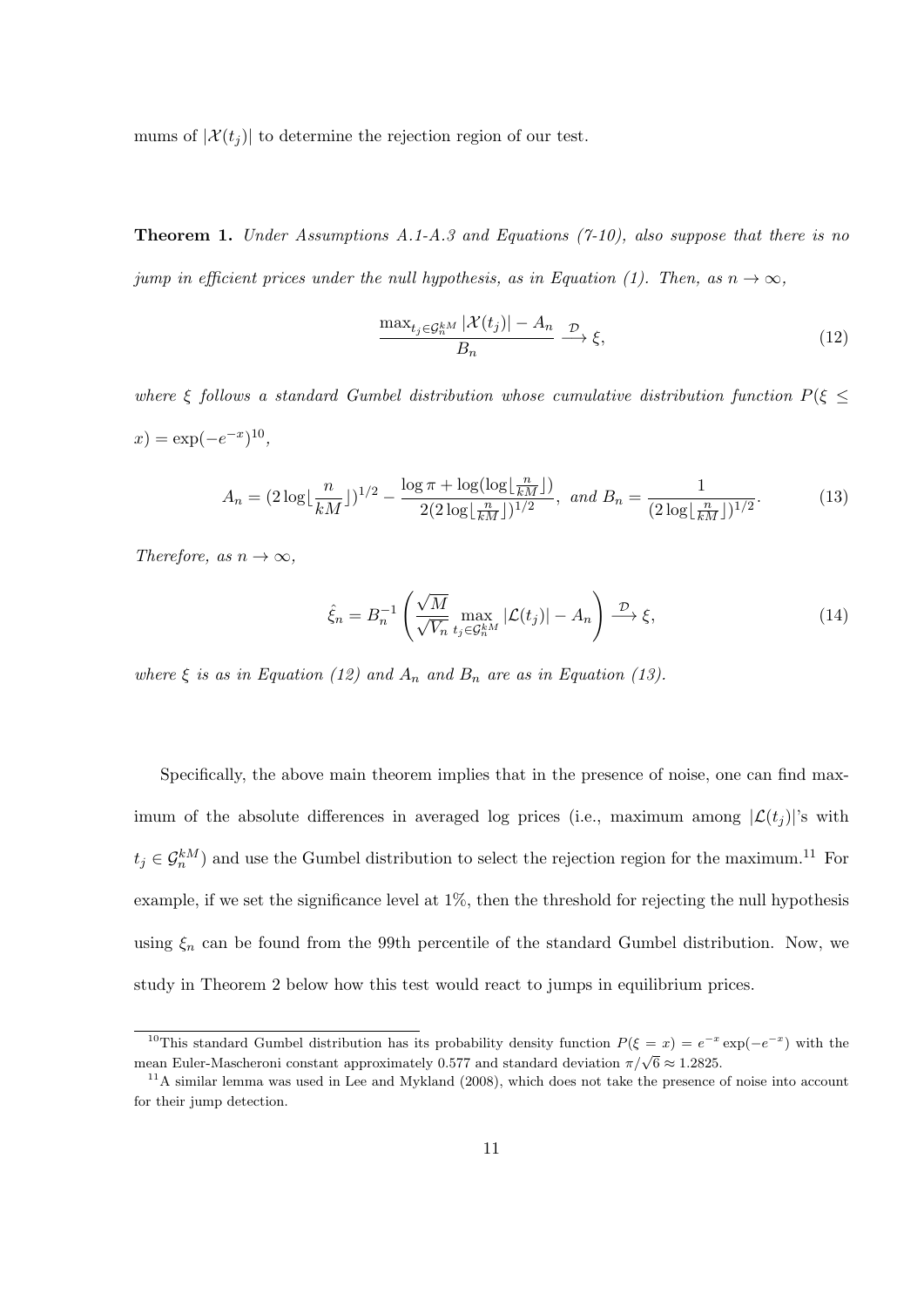mums of $|\mathcal{X}(t_j)|$ to determine the rejection region of our test.

**Theorem 1.** *Under Assumptions A.1-A.3 and Equations (7-10), also suppose that there is no jump in efficient prices under the null hypothesis, as in Equation (1). Then, as $n \to \infty$,*

$$\frac{\max_{t_j \in \mathcal{G}_n^{kM}} |\mathcal{X}(t_j)| - A_n}{B_n} \xrightarrow{\mathcal{D}} \xi, \tag{12}$$

*where $\xi$ follows a standard Gumbel distribution whose cumulative distribution function $P(\xi \leq x) = \exp(-e^{-x})$*[10]*,*

$$A_n = (2 \log \lfloor \frac{n}{kM} \rfloor)^{1/2} - \frac{\log \pi + \log(\log \lfloor \frac{n}{kM} \rfloor)}{2(2 \log \lfloor \frac{n}{kM} \rfloor)^{1/2}}, \text{ and } B_n = \frac{1}{(2 \log \lfloor \frac{n}{kM} \rfloor)^{1/2}}. \tag{13}$$

*Therefore, as $n \to \infty$,*

$$\hat{\xi}_n = B_n^{-1} \left( \frac{\sqrt{M}}{\sqrt{V_n}} \max_{t_j \in \mathcal{G}_n^{kM}} |\mathcal{L}(t_j)| - A_n \right) \xrightarrow{\mathcal{D}} \xi, \tag{14}$$

*where $\xi$ is as in Equation (12) and $A_n$ and $B_n$ are as in Equation (13).*

Specifically, the above main theorem implies that in the presence of noise, one can find maximum of the absolute differences in averaged log prices (i.e., maximum among $|\mathcal{L}(t_j)|$'s with $t_j \in \mathcal{G}_n^{kM}$) and use the Gumbel distribution to select the rejection region for the maximum.[11] For example, if we set the significance level at 1%, then the threshold for rejecting the null hypothesis using $\xi_n$ can be found from the 99th percentile of the standard Gumbel distribution. Now, we study in Theorem 2 below how this test would react to jumps in equilibrium prices.

[10] This standard Gumbel distribution has its probability density function $P(\xi = x) = e^{-x} \exp(-e^{-x})$ with the mean Euler-Mascheroni constant approximately 0.577 and standard deviation $\pi/\sqrt{6} \approx 1.2825$.

[11] A similar lemma was used in Lee and Mykland (2008), which does not take the presence of noise into account for their jump detection.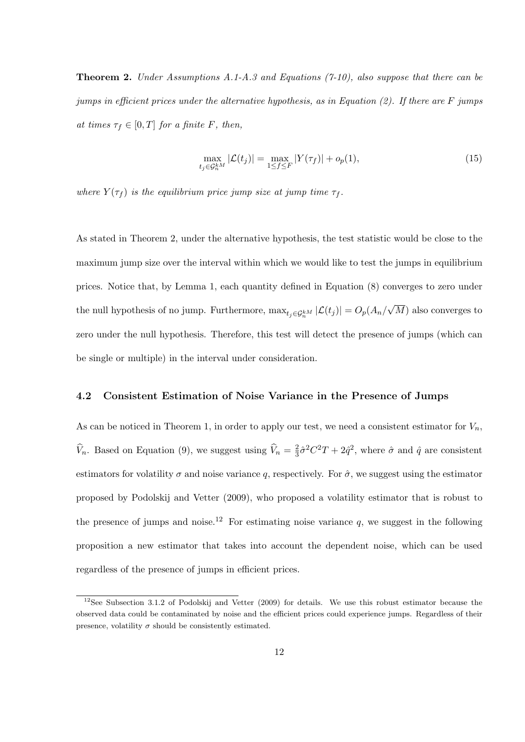**Theorem 2.** *Under Assumptions A.1-A.3 and Equations (7-10), also suppose that there can be jumps in efficient prices under the alternative hypothesis, as in Equation (2). If there are $F$ jumps at times $\tau_f \in [0, T]$ for a finite $F$, then,*

$$\max_{t_j \in \mathcal{G}_n^{kM}} |\mathcal{L}(t_j)| = \max_{1 \leq f \leq F} |Y(\tau_f)| + o_p(1), \tag{15}$$

*where $Y(\tau_f)$ is the equilibrium price jump size at jump time $\tau_f$.*

As stated in Theorem 2, under the alternative hypothesis, the test statistic would be close to the maximum jump size over the interval within which we would like to test the jumps in equilibrium prices. Notice that, by Lemma 1, each quantity defined in Equation (8) converges to zero under the null hypothesis of no jump. Furthermore, $\max_{t_j \in \mathcal{G}_n^{kM}} |\mathcal{L}(t_j)| = O_p(A_n/\sqrt{M})$ also converges to zero under the null hypothesis. Therefore, this test will detect the presence of jumps (which can be single or multiple) in the interval under consideration.

### 4.2 Consistent Estimation of Noise Variance in the Presence of Jumps

As can be noticed in Theorem 1, in order to apply our test, we need a consistent estimator for $V_n$, $\widehat{V}_n$. Based on Equation (9), we suggest using $\widehat{V}_n = \frac{2}{3}\hat{\sigma}^2 C^2 T + 2\hat{q}^2$, where $\hat{\sigma}$ and $\hat{q}$ are consistent estimators for volatility $\sigma$ and noise variance $q$, respectively. For $\hat{\sigma}$, we suggest using the estimator proposed by Podolskij and Vetter (2009), who proposed a volatility estimator that is robust to the presence of jumps and noise.[12] For estimating noise variance $q$, we suggest in the following proposition a new estimator that takes into account the dependent noise, which can be used regardless of the presence of jumps in efficient prices.

[12] See Subsection 3.1.2 of Podolskij and Vetter (2009) for details. We use this robust estimator because the observed data could be contaminated by noise and the efficient prices could experience jumps. Regardless of their presence, volatility $\sigma$ should be consistently estimated.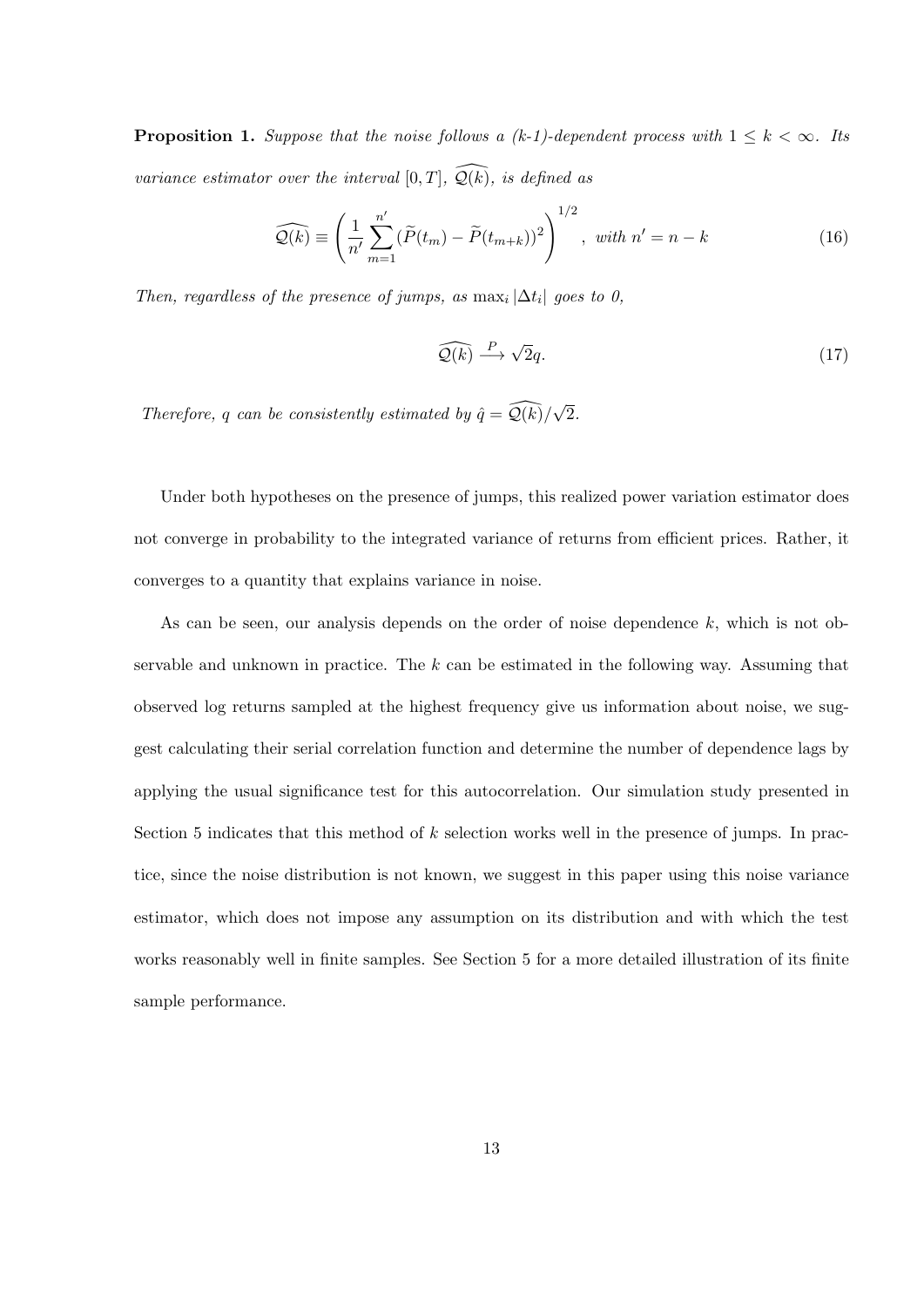**Proposition 1.** *Suppose that the noise follows a (k-1)-dependent process with $1 \leq k < \infty$. Its variance estimator over the interval $[0, T]$, $\widehat{\mathcal{Q}(k)}$, is defined as*

$$\widehat{\mathcal{Q}(k)} \equiv \left( \frac{1}{n'} \sum_{m=1}^{n'} (\widetilde{P}(t_m) - \widetilde{P}(t_{m+k}))^2 \right)^{1/2}, \text{ with } n' = n - k \tag{16}$$

*Then, regardless of the presence of jumps, as $\max_i |\Delta t_i|$ goes to 0,*

$$\widehat{\mathcal{Q}(k)} \xrightarrow{P} \sqrt{2}q. \tag{17}$$

*Therefore, $q$ can be consistently estimated by $\hat{q} = \widehat{\mathcal{Q}(k)}/\sqrt{2}$.*

Under both hypotheses on the presence of jumps, this realized power variation estimator does not converge in probability to the integrated variance of returns from efficient prices. Rather, it converges to a quantity that explains variance in noise.

As can be seen, our analysis depends on the order of noise dependence $k$, which is not observable and unknown in practice. The $k$ can be estimated in the following way. Assuming that observed log returns sampled at the highest frequency give us information about noise, we suggest calculating their serial correlation function and determine the number of dependence lags by applying the usual significance test for this autocorrelation. Our simulation study presented in Section 5 indicates that this method of $k$ selection works well in the presence of jumps. In practice, since the noise distribution is not known, we suggest in this paper using this noise variance estimator, which does not impose any assumption on its distribution and with which the test works reasonably well in finite samples. See Section 5 for a more detailed illustration of its finite sample performance.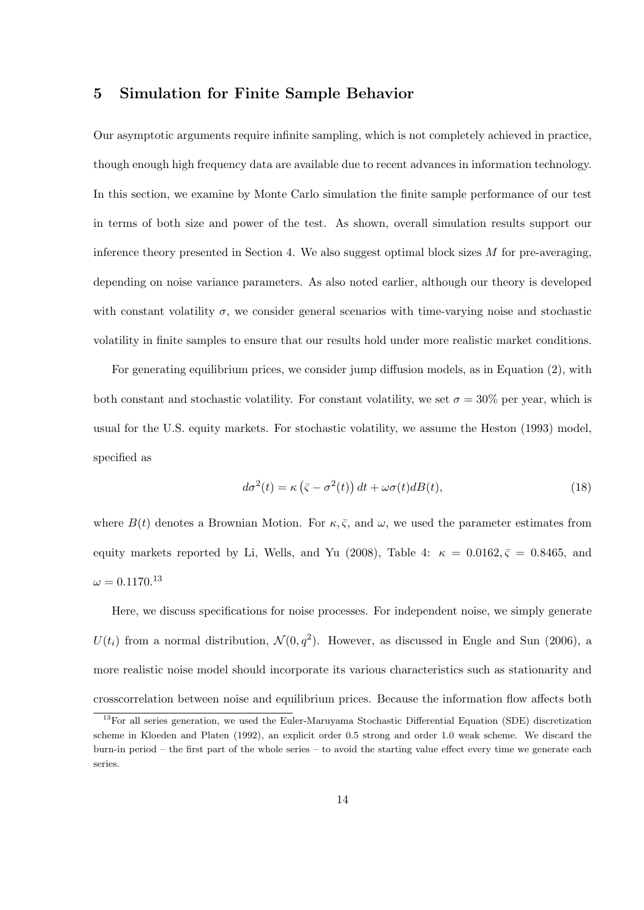## 5 Simulation for Finite Sample Behavior

Our asymptotic arguments require infinite sampling, which is not completely achieved in practice, though enough high frequency data are available due to recent advances in information technology. In this section, we examine by Monte Carlo simulation the finite sample performance of our test in terms of both size and power of the test. As shown, overall simulation results support our inference theory presented in Section 4. We also suggest optimal block sizes $M$ for pre-averaging, depending on noise variance parameters. As also noted earlier, although our theory is developed with constant volatility $\sigma$, we consider general scenarios with time-varying noise and stochastic volatility in finite samples to ensure that our results hold under more realistic market conditions.

For generating equilibrium prices, we consider jump diffusion models, as in Equation (2), with both constant and stochastic volatility. For constant volatility, we set $\sigma = 30\%$ per year, which is usual for the U.S. equity markets. For stochastic volatility, we assume the Heston (1993) model, specified as

$$d\sigma^2(t) = \kappa\left(\bar{\varsigma} - \sigma^2(t)\right)dt + \omega\sigma(t)dB(t), \tag{18}$$

where $B(t)$ denotes a Brownian Motion. For $\kappa, \bar{\varsigma}$, and $\omega$, we used the parameter estimates from equity markets reported by Li, Wells, and Yu (2008), Table 4: $\kappa = 0.0162, \bar{\varsigma} = 0.8465$, and $\omega = 0.1170$.[13]

Here, we discuss specifications for noise processes. For independent noise, we simply generate $U(t_i)$ from a normal distribution, $\mathcal{N}(0, q^2)$. However, as discussed in Engle and Sun (2006), a more realistic noise model should incorporate its various characteristics such as stationarity and crosscorrelation between noise and equilibrium prices. Because the information flow affects both

[13] For all series generation, we used the Euler-Maruyama Stochastic Differential Equation (SDE) discretization scheme in Kloeden and Platen (1992), an explicit order 0.5 strong and order 1.0 weak scheme. We discard the burn-in period – the first part of the whole series – to avoid the starting value effect every time we generate each series.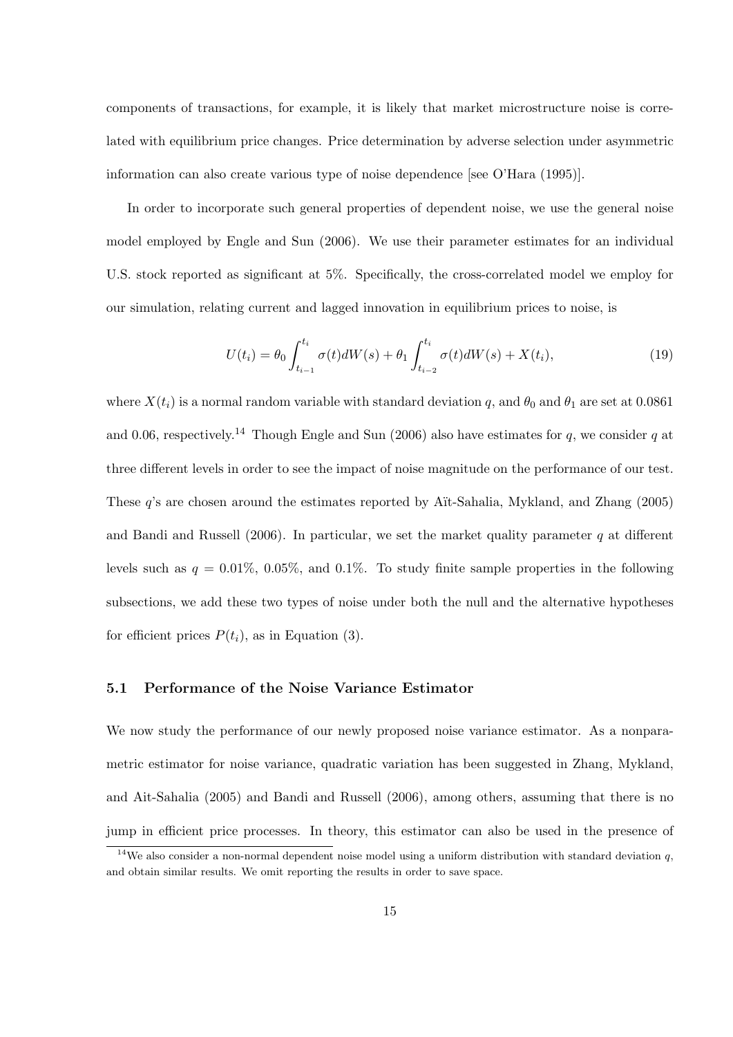components of transactions, for example, it is likely that market microstructure noise is correlated with equilibrium price changes. Price determination by adverse selection under asymmetric information can also create various type of noise dependence [see O'Hara (1995)].

In order to incorporate such general properties of dependent noise, we use the general noise model employed by Engle and Sun (2006). We use their parameter estimates for an individual U.S. stock reported as significant at 5%. Specifically, the cross-correlated model we employ for our simulation, relating current and lagged innovation in equilibrium prices to noise, is

$$U(t_i) = \theta_0 \int_{t_{i-1}}^{t_i} \sigma(t) dW(s) + \theta_1 \int_{t_{i-2}}^{t_i} \sigma(t) dW(s) + X(t_i), \tag{19}$$

where $X(t_i)$ is a normal random variable with standard deviation $q$, and $\theta_0$ and $\theta_1$ are set at 0.0861 and 0.06, respectively.[14] Though Engle and Sun (2006) also have estimates for $q$, we consider $q$ at three different levels in order to see the impact of noise magnitude on the performance of our test. These $q$'s are chosen around the estimates reported by Aït-Sahalia, Mykland, and Zhang (2005) and Bandi and Russell (2006). In particular, we set the market quality parameter $q$ at different levels such as $q = 0.01\%$, $0.05\%$, and $0.1\%$. To study finite sample properties in the following subsections, we add these two types of noise under both the null and the alternative hypotheses for efficient prices $P(t_i)$, as in Equation (3).

### 5.1 Performance of the Noise Variance Estimator

We now study the performance of our newly proposed noise variance estimator. As a nonparametric estimator for noise variance, quadratic variation has been suggested in Zhang, Mykland, and Ait-Sahalia (2005) and Bandi and Russell (2006), among others, assuming that there is no jump in efficient price processes. In theory, this estimator can also be used in the presence of

[14] We also consider a non-normal dependent noise model using a uniform distribution with standard deviation $q$, and obtain similar results. We omit reporting the results in order to save space.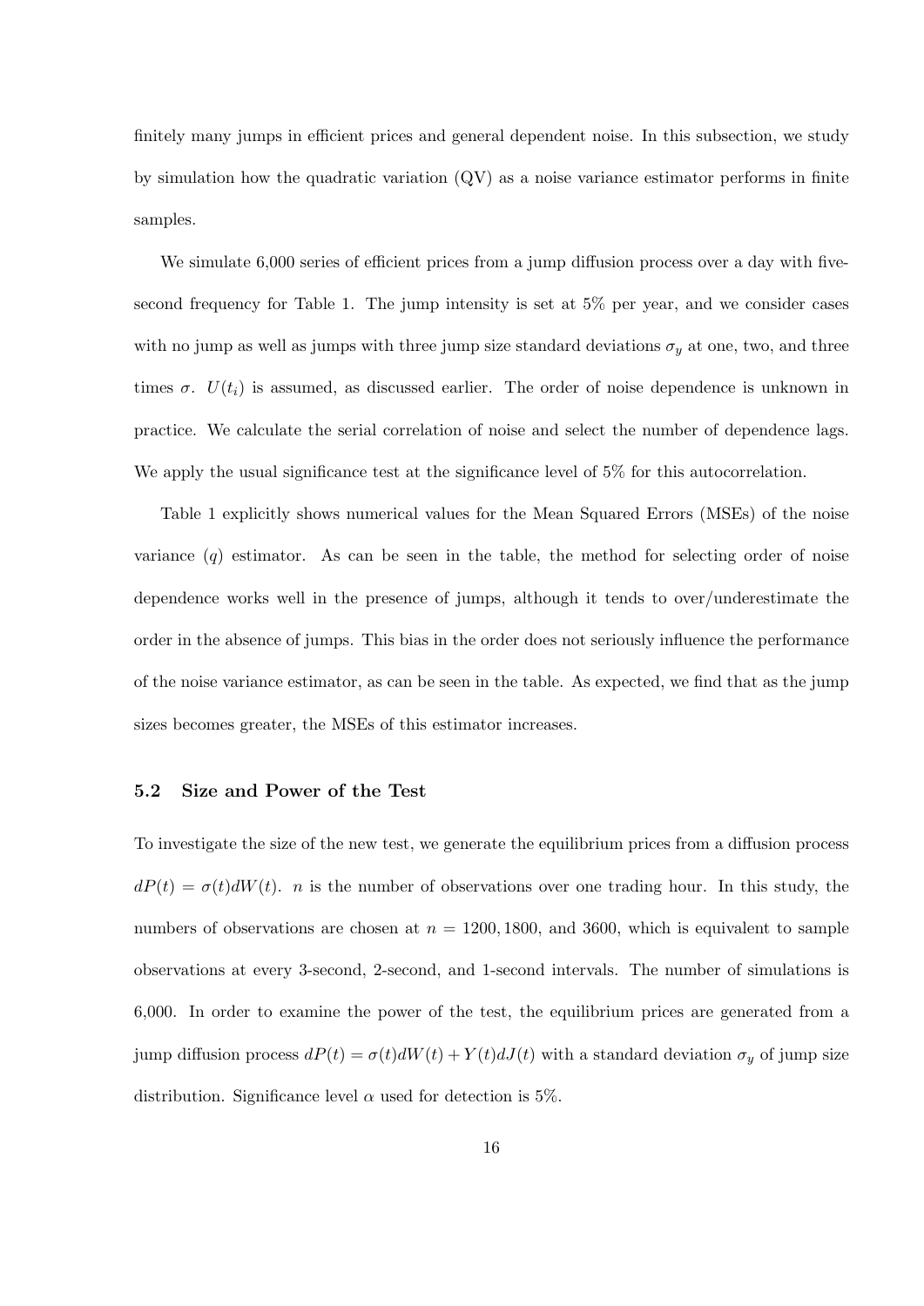finitely many jumps in efficient prices and general dependent noise. In this subsection, we study by simulation how the quadratic variation (QV) as a noise variance estimator performs in finite samples.

We simulate 6,000 series of efficient prices from a jump diffusion process over a day with five-second frequency for Table 1. The jump intensity is set at 5% per year, and we consider cases with no jump as well as jumps with three jump size standard deviations $\sigma_y$ at one, two, and three times $\sigma$. $U(t_i)$ is assumed, as discussed earlier. The order of noise dependence is unknown in practice. We calculate the serial correlation of noise and select the number of dependence lags. We apply the usual significance test at the significance level of 5% for this autocorrelation.

Table 1 explicitly shows numerical values for the Mean Squared Errors (MSEs) of the noise variance ($q$) estimator. As can be seen in the table, the method for selecting order of noise dependence works well in the presence of jumps, although it tends to over/underestimate the order in the absence of jumps. This bias in the order does not seriously influence the performance of the noise variance estimator, as can be seen in the table. As expected, we find that as the jump sizes becomes greater, the MSEs of this estimator increases.

### 5.2 Size and Power of the Test

To investigate the size of the new test, we generate the equilibrium prices from a diffusion process $dP(t) = \sigma(t)dW(t)$. $n$ is the number of observations over one trading hour. In this study, the numbers of observations are chosen at $n = 1200, 1800$, and $3600$, which is equivalent to sample observations at every 3-second, 2-second, and 1-second intervals. The number of simulations is 6,000. In order to examine the power of the test, the equilibrium prices are generated from a jump diffusion process $dP(t) = \sigma(t)dW(t) + Y(t)dJ(t)$ with a standard deviation $\sigma_y$ of jump size distribution. Significance level $\alpha$ used for detection is 5%.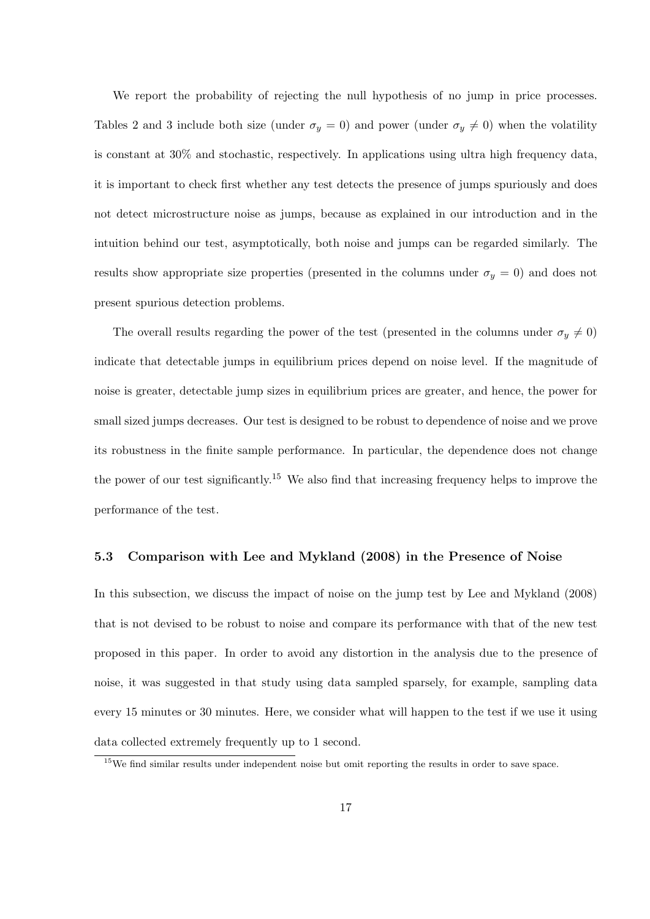We report the probability of rejecting the null hypothesis of no jump in price processes. Tables 2 and 3 include both size (under $\sigma_y = 0$) and power (under $\sigma_y \neq 0$) when the volatility is constant at 30% and stochastic, respectively. In applications using ultra high frequency data, it is important to check first whether any test detects the presence of jumps spuriously and does not detect microstructure noise as jumps, because as explained in our introduction and in the intuition behind our test, asymptotically, both noise and jumps can be regarded similarly. The results show appropriate size properties (presented in the columns under $\sigma_y = 0$) and does not present spurious detection problems.

The overall results regarding the power of the test (presented in the columns under $\sigma_y \neq 0$) indicate that detectable jumps in equilibrium prices depend on noise level. If the magnitude of noise is greater, detectable jump sizes in equilibrium prices are greater, and hence, the power for small sized jumps decreases. Our test is designed to be robust to dependence of noise and we prove its robustness in the finite sample performance. In particular, the dependence does not change the power of our test significantly.[15] We also find that increasing frequency helps to improve the performance of the test.

### 5.3 Comparison with Lee and Mykland (2008) in the Presence of Noise

In this subsection, we discuss the impact of noise on the jump test by Lee and Mykland (2008) that is not devised to be robust to noise and compare its performance with that of the new test proposed in this paper. In order to avoid any distortion in the analysis due to the presence of noise, it was suggested in that study using data sampled sparsely, for example, sampling data every 15 minutes or 30 minutes. Here, we consider what will happen to the test if we use it using data collected extremely frequently up to 1 second.

[15] We find similar results under independent noise but omit reporting the results in order to save space.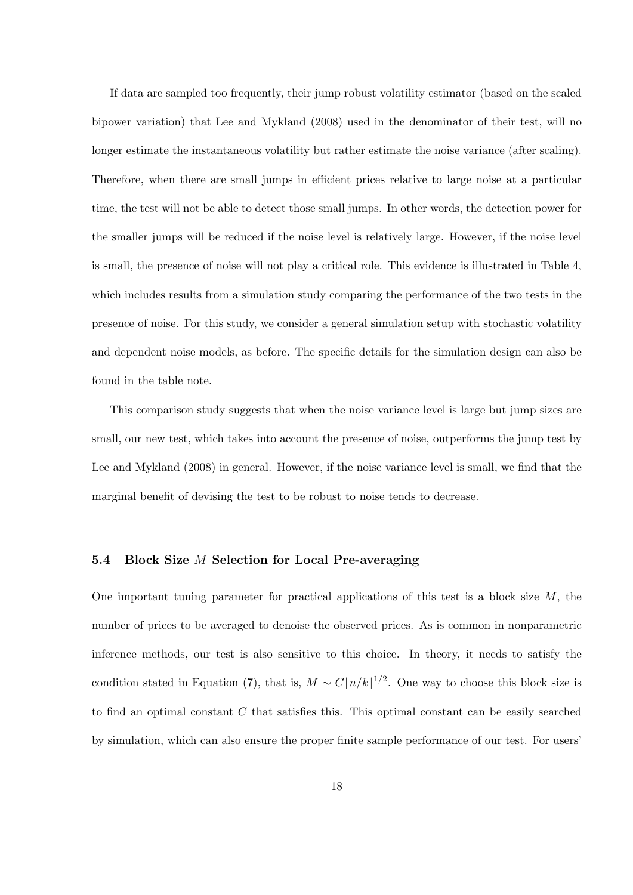If data are sampled too frequently, their jump robust volatility estimator (based on the scaled bipower variation) that Lee and Mykland (2008) used in the denominator of their test, will no longer estimate the instantaneous volatility but rather estimate the noise variance (after scaling). Therefore, when there are small jumps in efficient prices relative to large noise at a particular time, the test will not be able to detect those small jumps. In other words, the detection power for the smaller jumps will be reduced if the noise level is relatively large. However, if the noise level is small, the presence of noise will not play a critical role. This evidence is illustrated in Table 4, which includes results from a simulation study comparing the performance of the two tests in the presence of noise. For this study, we consider a general simulation setup with stochastic volatility and dependent noise models, as before. The specific details for the simulation design can also be found in the table note.

This comparison study suggests that when the noise variance level is large but jump sizes are small, our new test, which takes into account the presence of noise, outperforms the jump test by Lee and Mykland (2008) in general. However, if the noise variance level is small, we find that the marginal benefit of devising the test to be robust to noise tends to decrease.

### 5.4 Block Size $M$ Selection for Local Pre-averaging

One important tuning parameter for practical applications of this test is a block size $M$, the number of prices to be averaged to denoise the observed prices. As is common in nonparametric inference methods, our test is also sensitive to this choice. In theory, it needs to satisfy the condition stated in Equation (7), that is, $M \sim C\lfloor n/k \rfloor^{1/2}$. One way to choose this block size is to find an optimal constant $C$ that satisfies this. This optimal constant can be easily searched by simulation, which can also ensure the proper finite sample performance of our test. For users'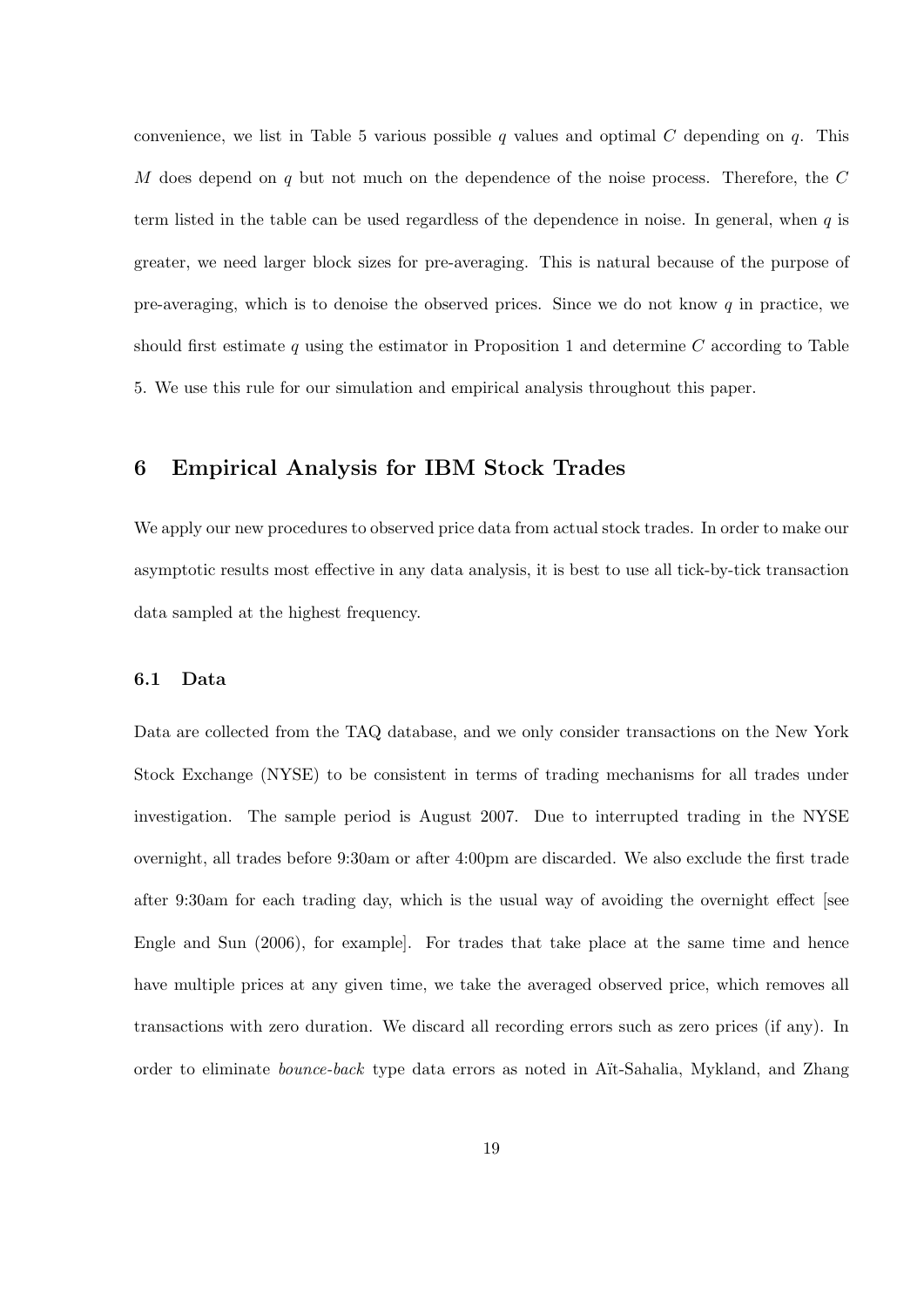convenience, we list in Table 5 various possible $q$ values and optimal $C$ depending on $q$. This $M$ does depend on $q$ but not much on the dependence of the noise process. Therefore, the $C$ term listed in the table can be used regardless of the dependence in noise. In general, when $q$ is greater, we need larger block sizes for pre-averaging. This is natural because of the purpose of pre-averaging, which is to denoise the observed prices. Since we do not know $q$ in practice, we should first estimate $q$ using the estimator in Proposition 1 and determine $C$ according to Table 5. We use this rule for our simulation and empirical analysis throughout this paper.

# 6 Empirical Analysis for IBM Stock Trades

We apply our new procedures to observed price data from actual stock trades. In order to make our asymptotic results most effective in any data analysis, it is best to use all tick-by-tick transaction data sampled at the highest frequency.

## 6.1 Data

Data are collected from the TAQ database, and we only consider transactions on the New York Stock Exchange (NYSE) to be consistent in terms of trading mechanisms for all trades under investigation. The sample period is August 2007. Due to interrupted trading in the NYSE overnight, all trades before 9:30am or after 4:00pm are discarded. We also exclude the first trade after 9:30am for each trading day, which is the usual way of avoiding the overnight effect [see Engle and Sun (2006), for example]. For trades that take place at the same time and hence have multiple prices at any given time, we take the averaged observed price, which removes all transactions with zero duration. We discard all recording errors such as zero prices (if any). In order to eliminate *bounce-back* type data errors as noted in Aït-Sahalia, Mykland, and Zhang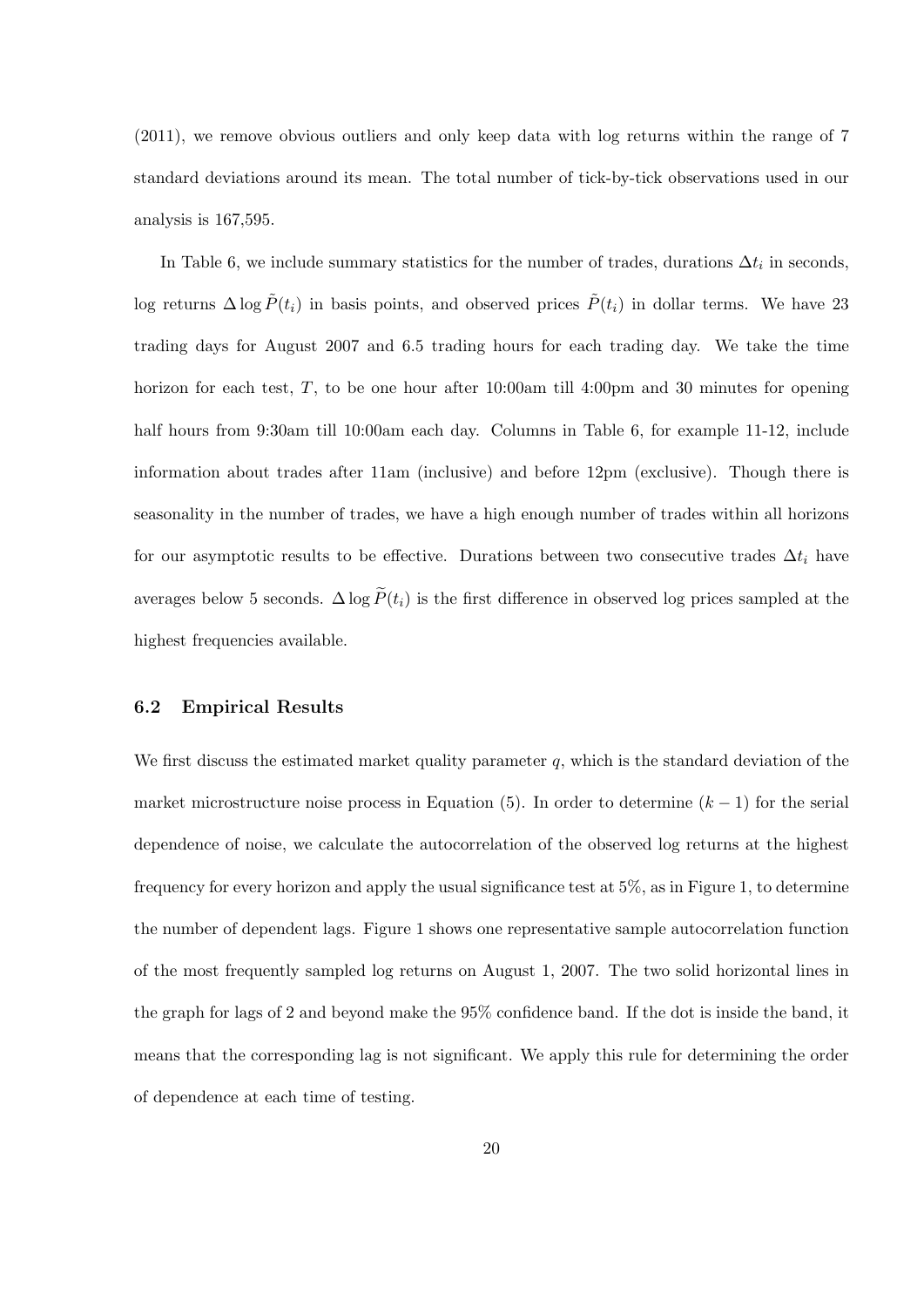(2011), we remove obvious outliers and only keep data with log returns within the range of 7 standard deviations around its mean. The total number of tick-by-tick observations used in our analysis is 167,595.

In Table 6, we include summary statistics for the number of trades, durations $\Delta t_i$ in seconds, log returns $\Delta \log \tilde{P}(t_i)$ in basis points, and observed prices $\tilde{P}(t_i)$ in dollar terms. We have 23 trading days for August 2007 and 6.5 trading hours for each trading day. We take the time horizon for each test, $T$, to be one hour after 10:00am till 4:00pm and 30 minutes for opening half hours from 9:30am till 10:00am each day. Columns in Table 6, for example 11-12, include information about trades after 11am (inclusive) and before 12pm (exclusive). Though there is seasonality in the number of trades, we have a high enough number of trades within all horizons for our asymptotic results to be effective. Durations between two consecutive trades $\Delta t_i$ have averages below 5 seconds. $\Delta \log \widetilde{P}(t_i)$ is the first difference in observed log prices sampled at the highest frequencies available.

### 6.2 Empirical Results

We first discuss the estimated market quality parameter $q$, which is the standard deviation of the market microstructure noise process in Equation (5). In order to determine $(k-1)$ for the serial dependence of noise, we calculate the autocorrelation of the observed log returns at the highest frequency for every horizon and apply the usual significance test at 5%, as in Figure 1, to determine the number of dependent lags. Figure 1 shows one representative sample autocorrelation function of the most frequently sampled log returns on August 1, 2007. The two solid horizontal lines in the graph for lags of 2 and beyond make the 95% confidence band. If the dot is inside the band, it means that the corresponding lag is not significant. We apply this rule for determining the order of dependence at each time of testing.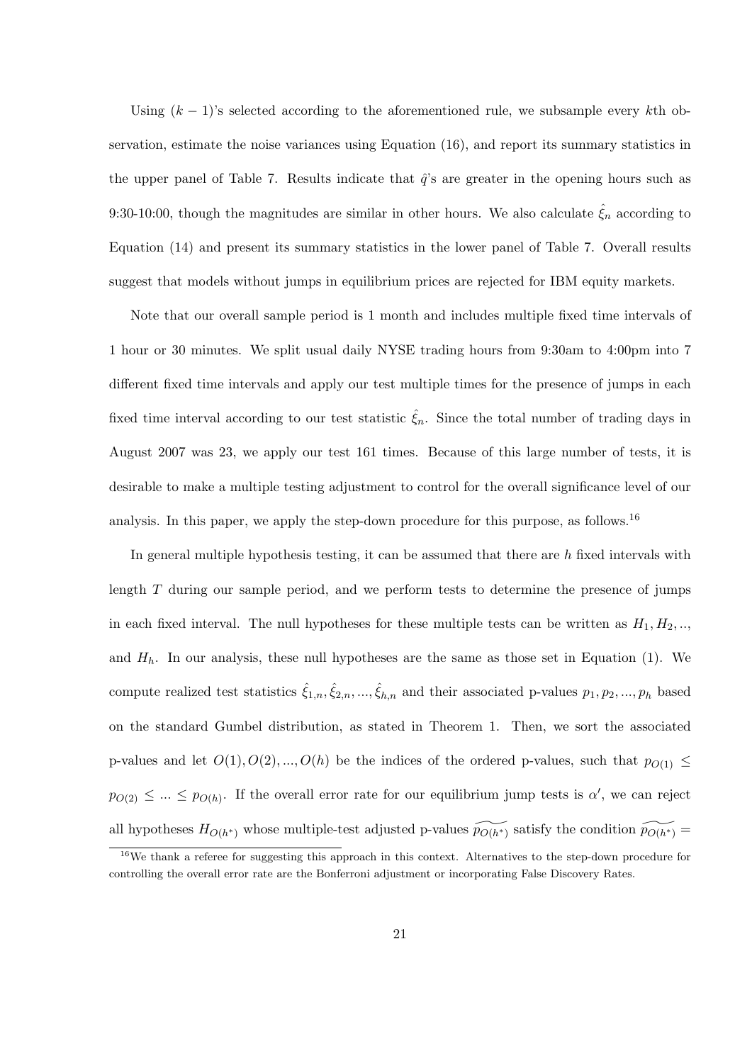Using $(k-1)$'s selected according to the aforementioned rule, we subsample every $k$th observation, estimate the noise variances using Equation (16), and report its summary statistics in the upper panel of Table 7. Results indicate that $\hat{q}$'s are greater in the opening hours such as 9:30-10:00, though the magnitudes are similar in other hours. We also calculate $\hat{\xi}_n$ according to Equation (14) and present its summary statistics in the lower panel of Table 7. Overall results suggest that models without jumps in equilibrium prices are rejected for IBM equity markets.

Note that our overall sample period is 1 month and includes multiple fixed time intervals of 1 hour or 30 minutes. We split usual daily NYSE trading hours from 9:30am to 4:00pm into 7 different fixed time intervals and apply our test multiple times for the presence of jumps in each fixed time interval according to our test statistic $\hat{\xi}_n$. Since the total number of trading days in August 2007 was 23, we apply our test 161 times. Because of this large number of tests, it is desirable to make a multiple testing adjustment to control for the overall significance level of our analysis. In this paper, we apply the step-down procedure for this purpose, as follows.[16]

In general multiple hypothesis testing, it can be assumed that there are $h$ fixed intervals with length $T$ during our sample period, and we perform tests to determine the presence of jumps in each fixed interval. The null hypotheses for these multiple tests can be written as $H_1, H_2, ..,$ and $H_h$. In our analysis, these null hypotheses are the same as those set in Equation (1). We compute realized test statistics $\hat{\xi}_{1,n}, \hat{\xi}_{2,n}, ..., \hat{\xi}_{h,n}$ and their associated p-values $p_1, p_2, ..., p_h$ based on the standard Gumbel distribution, as stated in Theorem 1. Then, we sort the associated p-values and let $O(1), O(2), ..., O(h)$ be the indices of the ordered p-values, such that $p_{O(1)} \leq p_{O(2)} \leq ... \leq p_{O(h)}$. If the overall error rate for our equilibrium jump tests is $\alpha'$, we can reject all hypotheses $H_{O(h^*)}$ whose multiple-test adjusted p-values $\widetilde{p_{O(h^*)}}$ satisfy the condition $\widetilde{p_{O(h^*)}} =$

[16] We thank a referee for suggesting this approach in this context. Alternatives to the step-down procedure for controlling the overall error rate are the Bonferroni adjustment or incorporating False Discovery Rates.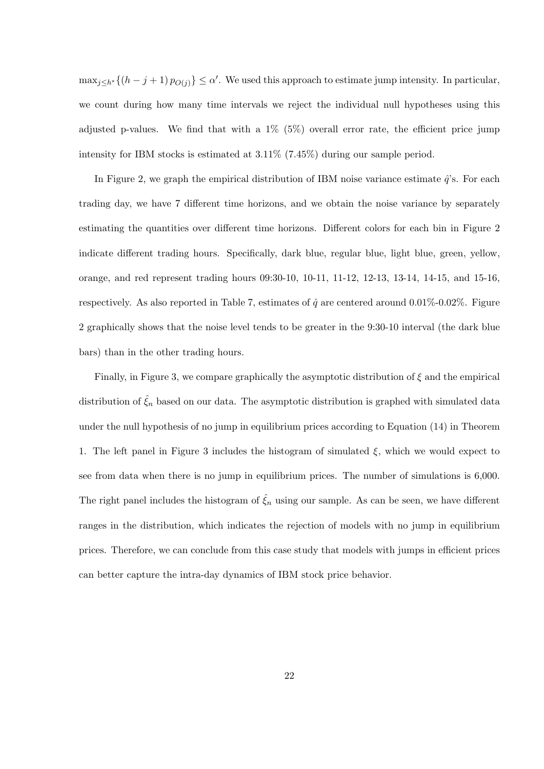$\max_{j \leq h^*}\{(h-j+1)\, p_{O(j)}\} \leq \alpha'$. We used this approach to estimate jump intensity. In particular, we count during how many time intervals we reject the individual null hypotheses using this adjusted p-values. We find that with a 1% (5%) overall error rate, the efficient price jump intensity for IBM stocks is estimated at 3.11% (7.45%) during our sample period.

In Figure 2, we graph the empirical distribution of IBM noise variance estimate $\hat{q}$'s. For each trading day, we have 7 different time horizons, and we obtain the noise variance by separately estimating the quantities over different time horizons. Different colors for each bin in Figure 2 indicate different trading hours. Specifically, dark blue, regular blue, light blue, green, yellow, orange, and red represent trading hours 09:30-10, 10-11, 11-12, 12-13, 13-14, 14-15, and 15-16, respectively. As also reported in Table 7, estimates of $\hat{q}$ are centered around 0.01%-0.02%. Figure 2 graphically shows that the noise level tends to be greater in the 9:30-10 interval (the dark blue bars) than in the other trading hours.

Finally, in Figure 3, we compare graphically the asymptotic distribution of $\xi$ and the empirical distribution of $\hat{\xi}_n$ based on our data. The asymptotic distribution is graphed with simulated data under the null hypothesis of no jump in equilibrium prices according to Equation (14) in Theorem 1. The left panel in Figure 3 includes the histogram of simulated $\xi$, which we would expect to see from data when there is no jump in equilibrium prices. The number of simulations is 6,000. The right panel includes the histogram of $\hat{\xi}_n$ using our sample. As can be seen, we have different ranges in the distribution, which indicates the rejection of models with no jump in equilibrium prices. Therefore, we can conclude from this case study that models with jumps in efficient prices can better capture the intra-day dynamics of IBM stock price behavior.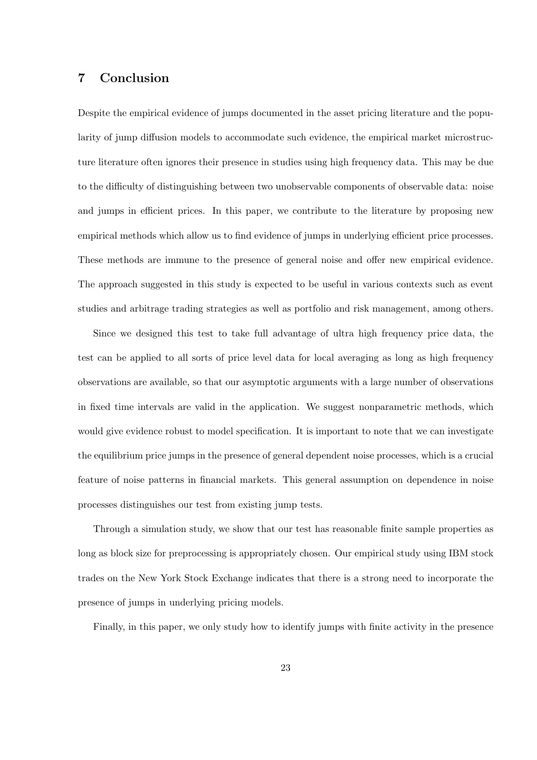## 7 Conclusion

Despite the empirical evidence of jumps documented in the asset pricing literature and the popularity of jump diffusion models to accommodate such evidence, the empirical market microstructure literature often ignores their presence in studies using high frequency data. This may be due to the difficulty of distinguishing between two unobservable components of observable data: noise and jumps in efficient prices. In this paper, we contribute to the literature by proposing new empirical methods which allow us to find evidence of jumps in underlying efficient price processes. These methods are immune to the presence of general noise and offer new empirical evidence. The approach suggested in this study is expected to be useful in various contexts such as event studies and arbitrage trading strategies as well as portfolio and risk management, among others.

Since we designed this test to take full advantage of ultra high frequency price data, the test can be applied to all sorts of price level data for local averaging as long as high frequency observations are available, so that our asymptotic arguments with a large number of observations in fixed time intervals are valid in the application. We suggest nonparametric methods, which would give evidence robust to model specification. It is important to note that we can investigate the equilibrium price jumps in the presence of general dependent noise processes, which is a crucial feature of noise patterns in financial markets. This general assumption on dependence in noise processes distinguishes our test from existing jump tests.

Through a simulation study, we show that our test has reasonable finite sample properties as long as block size for preprocessing is appropriately chosen. Our empirical study using IBM stock trades on the New York Stock Exchange indicates that there is a strong need to incorporate the presence of jumps in underlying pricing models.

Finally, in this paper, we only study how to identify jumps with finite activity in the presence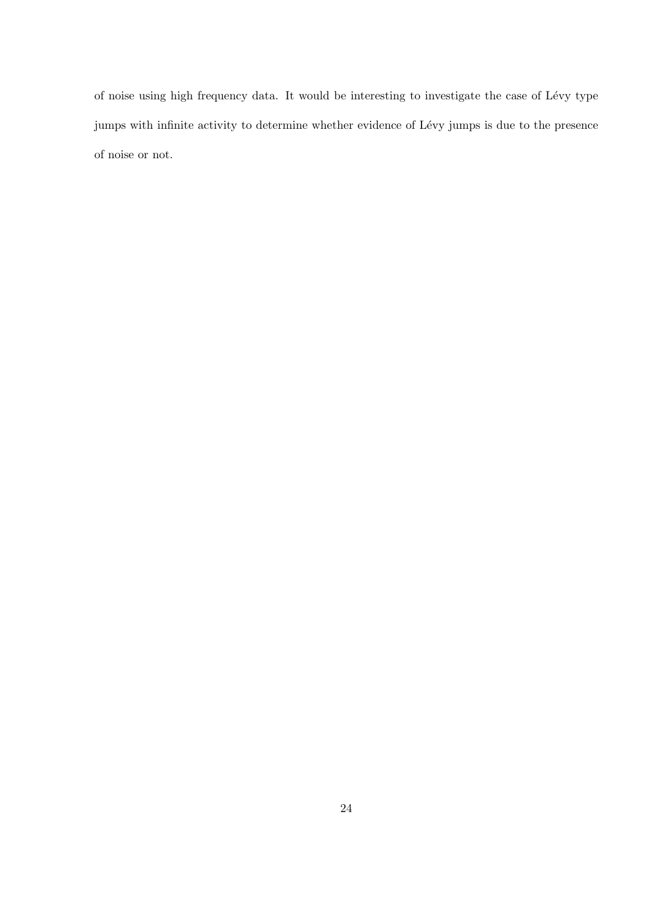of noise using high frequency data. It would be interesting to investigate the case of Lévy type jumps with infinite activity to determine whether evidence of Lévy jumps is due to the presence of noise or not.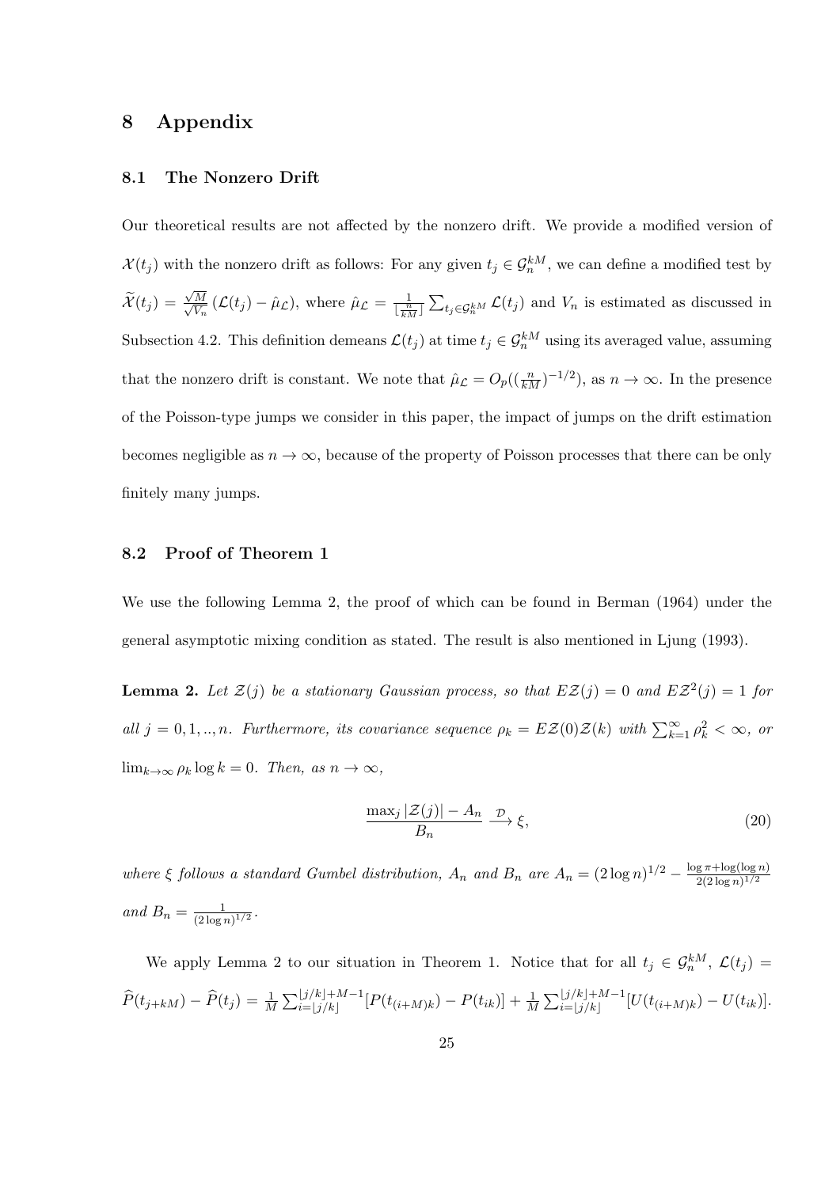# 8 Appendix

## 8.1 The Nonzero Drift

Our theoretical results are not affected by the nonzero drift. We provide a modified version of $\mathcal{X}(t_j)$ with the nonzero drift as follows: For any given $t_j \in \mathcal{G}_n^{kM}$, we can define a modified test by $\widetilde{\mathcal{X}}(t_j) = \frac{\sqrt{M}}{\sqrt{V_n}} (\mathcal{L}(t_j) - \hat{\mu}_{\mathcal{L}})$, where $\hat{\mu}_{\mathcal{L}} = \frac{1}{\lfloor \frac{n}{kM} \rfloor} \sum_{t_j \in \mathcal{G}_n^{kM}} \mathcal{L}(t_j)$ and $V_n$ is estimated as discussed in Subsection 4.2. This definition demeans $\mathcal{L}(t_j)$ at time $t_j \in \mathcal{G}_n^{kM}$ using its averaged value, assuming that the nonzero drift is constant. We note that $\hat{\mu}_{\mathcal{L}} = O_p((\frac{n}{kM})^{-1/2})$, as $n \to \infty$. In the presence of the Poisson-type jumps we consider in this paper, the impact of jumps on the drift estimation becomes negligible as $n \to \infty$, because of the property of Poisson processes that there can be only finitely many jumps.

## 8.2 Proof of Theorem 1

We use the following Lemma 2, the proof of which can be found in Berman (1964) under the general asymptotic mixing condition as stated. The result is also mentioned in Ljung (1993).

**Lemma 2.** *Let $\mathcal{Z}(j)$ be a stationary Gaussian process, so that $E\mathcal{Z}(j) = 0$ and $E\mathcal{Z}^2(j) = 1$ for all $j = 0, 1, .., n$. Furthermore, its covariance sequence $\rho_k = E\mathcal{Z}(0)\mathcal{Z}(k)$ with $\sum_{k=1}^{\infty} \rho_k^2 < \infty$, or $\lim_{k\to\infty} \rho_k \log k = 0$. Then, as $n \to \infty$,*

$$\frac{\max_j |\mathcal{Z}(j)| - A_n}{B_n} \xrightarrow{\mathcal{D}} \xi, \tag{20}$$

*where $\xi$ follows a standard Gumbel distribution, $A_n$ and $B_n$ are $A_n = (2\log n)^{1/2} - \frac{\log \pi + \log(\log n)}{2(2\log n)^{1/2}}$ and $B_n = \frac{1}{(2\log n)^{1/2}}$.*

We apply Lemma 2 to our situation in Theorem 1. Notice that for all $t_j \in \mathcal{G}_n^{kM}$, $\mathcal{L}(t_j) = \widehat{P}(t_{j+kM}) - \widehat{P}(t_j) = \frac{1}{M}\sum_{i=\lfloor j/k \rfloor}^{\lfloor j/k \rfloor + M-1}[P(t_{(i+M)k}) - P(t_{ik})] + \frac{1}{M}\sum_{i=\lfloor j/k \rfloor}^{\lfloor j/k \rfloor + M-1}[U(t_{(i+M)k}) - U(t_{ik})]$.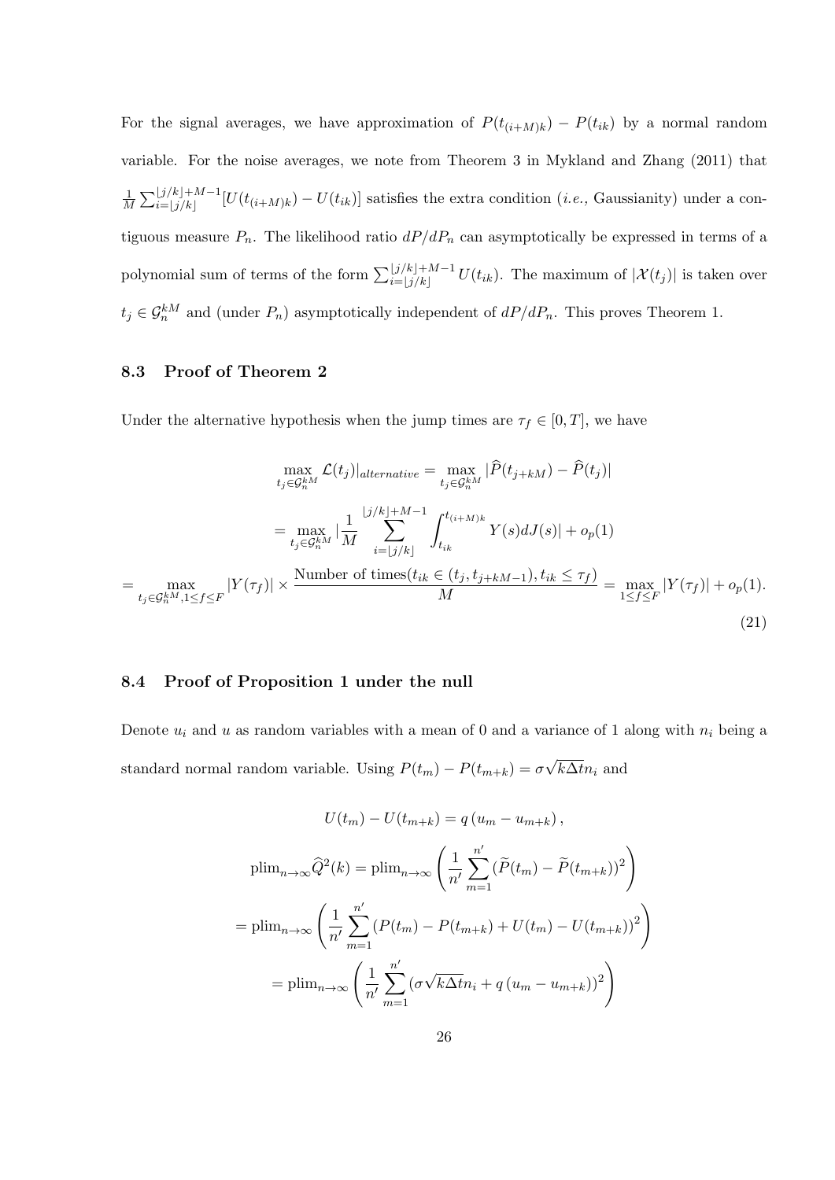For the signal averages, we have approximation of $P(t_{(i+M)k}) - P(t_{ik})$ by a normal random variable. For the noise averages, we note from Theorem 3 in Mykland and Zhang (2011) that $\frac{1}{M}\sum_{i=\lfloor j/k \rfloor}^{\lfloor j/k \rfloor + M-1}[U(t_{(i+M)k}) - U(t_{ik})]$ satisfies the extra condition (*i.e.,* Gaussianity) under a contiguous measure $P_n$. The likelihood ratio $dP/dP_n$ can asymptotically be expressed in terms of a polynomial sum of terms of the form $\sum_{i=\lfloor j/k \rfloor}^{\lfloor j/k \rfloor + M-1} U(t_{ik})$. The maximum of $|\mathcal{X}(t_j)|$ is taken over $t_j \in \mathcal{G}_n^{kM}$ and (under $P_n$) asymptotically independent of $dP/dP_n$. This proves Theorem 1.

### 8.3 Proof of Theorem 2

Under the alternative hypothesis when the jump times are $\tau_f \in [0, T]$, we have

$$
\begin{aligned}
&\max_{t_j \in \mathcal{G}_n^{kM}} \mathcal{L}(t_j)|_{alternative} = \max_{t_j \in \mathcal{G}_n^{kM}} |\widehat{P}(t_{j+kM}) - \widehat{P}(t_j)| \\
&= \max_{t_j \in \mathcal{G}_n^{kM}} |\frac{1}{M} \sum_{i=\lfloor j/k \rfloor}^{\lfloor j/k \rfloor + M-1} \int_{t_{ik}}^{t_{(i+M)k}} Y(s) dJ(s)| + o_p(1) \\
= &\max_{t_j \in \mathcal{G}_n^{kM}, 1 \le f \le F} |Y(\tau_f)| \times \frac{\text{Number of times}(t_{ik} \in (t_j, t_{j+kM-1}), t_{ik} \le \tau_f)}{M} = \max_{1 \le f \le F} |Y(\tau_f)| + o_p(1).
\end{aligned}
\tag{21}
$$

### 8.4 Proof of Proposition 1 under the null

Denote $u_i$ and $u$ as random variables with a mean of 0 and a variance of 1 along with $n_i$ being a standard normal random variable. Using $P(t_m) - P(t_{m+k}) = \sigma\sqrt{k\Delta t} n_i$ and

$$
\begin{aligned}
U(t_m) - U(t_{m+k}) &= q\left(u_m - u_{m+k}\right), \\
\text{plim}_{n\to\infty} \widehat{Q}^2(k) &= \text{plim}_{n\to\infty} \left( \frac{1}{n'} \sum_{m=1}^{n'} (\widetilde{P}(t_m) - \widetilde{P}(t_{m+k}))^2 \right) \\
= \text{plim}_{n\to\infty} &\left( \frac{1}{n'} \sum_{m=1}^{n'} (P(t_m) - P(t_{m+k}) + U(t_m) - U(t_{m+k}))^2 \right) \\
&= \text{plim}_{n\to\infty} \left( \frac{1}{n'} \sum_{m=1}^{n'} (\sigma\sqrt{k\Delta t} n_i + q\left(u_m - u_{m+k}\right))^2 \right)
\end{aligned}
$$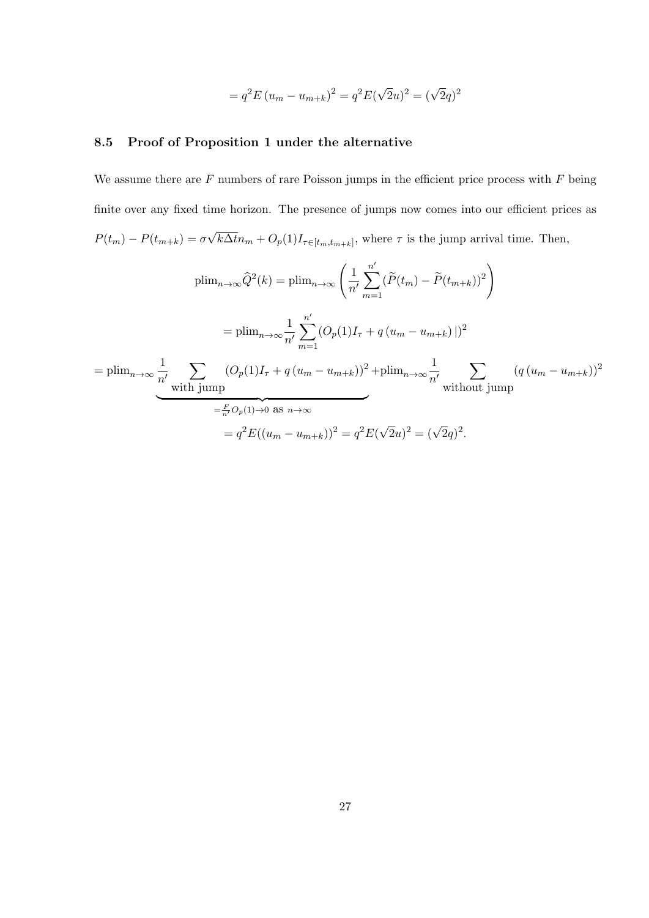$$= q^2 E\left(u_m - u_{m+k}\right)^2 = q^2 E(\sqrt{2}u)^2 = (\sqrt{2}q)^2$$

### 8.5 Proof of Proposition 1 under the alternative

We assume there are $F$ numbers of rare Poisson jumps in the efficient price process with $F$ being finite over any fixed time horizon. The presence of jumps now comes into our efficient prices as $P(t_m) - P(t_{m+k}) = \sigma\sqrt{k\Delta t}n_m + O_p(1)I_{\tau\in[t_m,t_{m+k}]}$, where $\tau$ is the jump arrival time. Then,

$$\text{plim}_{n\to\infty}\widehat{Q}^2(k) = \text{plim}_{n\to\infty}\left(\frac{1}{n'}\sum_{m=1}^{n'}(\widetilde{P}(t_m) - \widetilde{P}(t_{m+k}))^2\right)$$

$$= \text{plim}_{n\to\infty}\frac{1}{n'}\sum_{m=1}^{n'}\left(O_p(1)I_\tau + q\left(u_m - u_{m+k}\right)|\right)^2$$

$$= \underbrace{\text{plim}_{n\to\infty}\frac{1}{n'}\sum_{\text{with jump}}\left(O_p(1)I_\tau + q\left(u_m - u_{m+k}\right)\right)^2}_{=\frac{F}{n'}O_p(1)\to 0 \text{ as } n\to\infty} + \text{plim}_{n\to\infty}\frac{1}{n'}\sum_{\text{without jump}}\left(q\left(u_m - u_{m+k}\right)\right)^2$$

$$= q^2E((u_m - u_{m+k}))^2 = q^2E(\sqrt{2}u)^2 = (\sqrt{2}q)^2.$$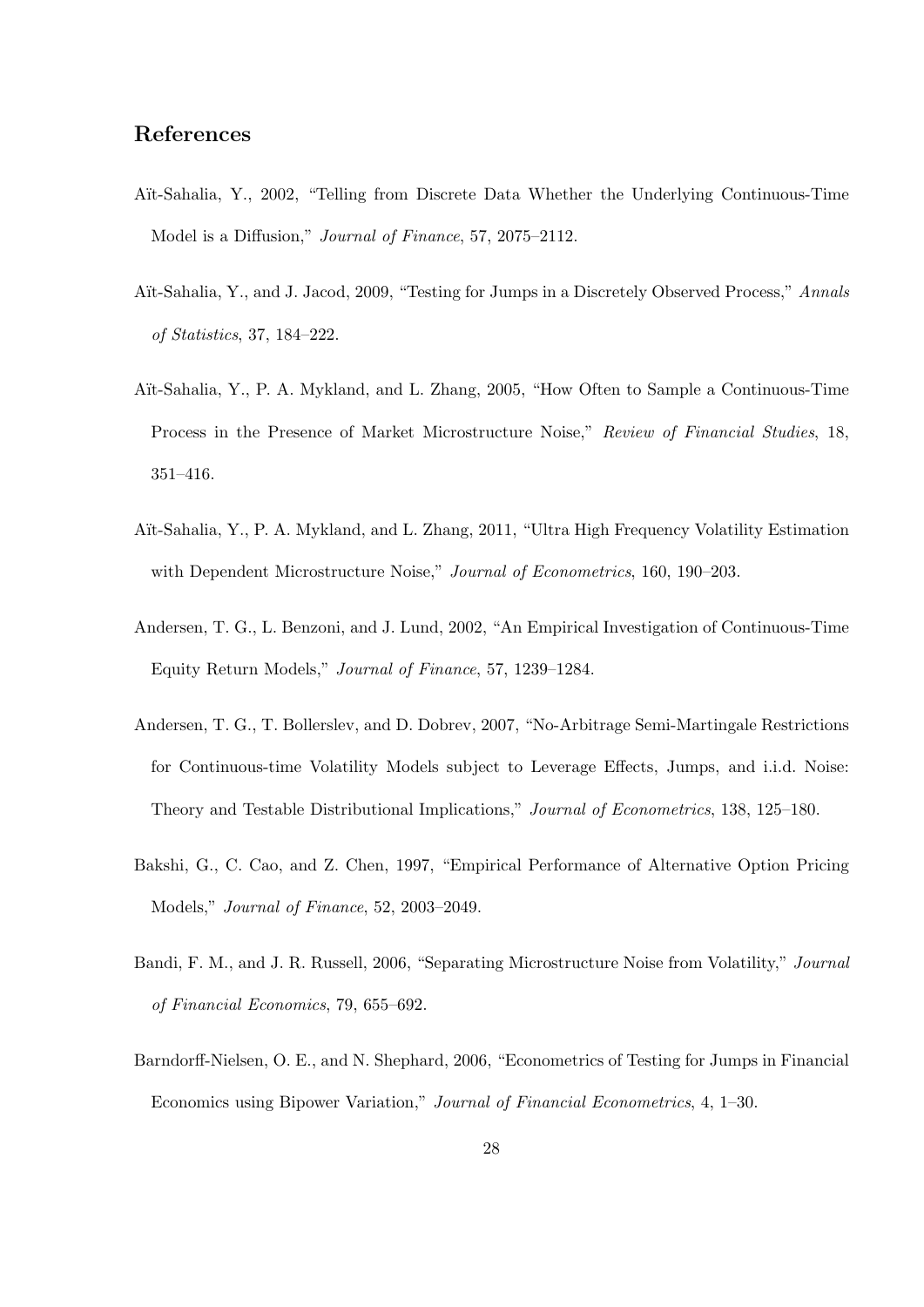## References

Aït-Sahalia, Y., 2002, "Telling from Discrete Data Whether the Underlying Continuous-Time Model is a Diffusion," *Journal of Finance*, 57, 2075–2112.

Aït-Sahalia, Y., and J. Jacod, 2009, "Testing for Jumps in a Discretely Observed Process," *Annals of Statistics*, 37, 184–222.

Aït-Sahalia, Y., P. A. Mykland, and L. Zhang, 2005, "How Often to Sample a Continuous-Time Process in the Presence of Market Microstructure Noise," *Review of Financial Studies*, 18, 351–416.

Aït-Sahalia, Y., P. A. Mykland, and L. Zhang, 2011, "Ultra High Frequency Volatility Estimation with Dependent Microstructure Noise," *Journal of Econometrics*, 160, 190–203.

Andersen, T. G., L. Benzoni, and J. Lund, 2002, "An Empirical Investigation of Continuous-Time Equity Return Models," *Journal of Finance*, 57, 1239–1284.

Andersen, T. G., T. Bollerslev, and D. Dobrev, 2007, "No-Arbitrage Semi-Martingale Restrictions for Continuous-time Volatility Models subject to Leverage Effects, Jumps, and i.i.d. Noise: Theory and Testable Distributional Implications," *Journal of Econometrics*, 138, 125–180.

Bakshi, G., C. Cao, and Z. Chen, 1997, "Empirical Performance of Alternative Option Pricing Models," *Journal of Finance*, 52, 2003–2049.

Bandi, F. M., and J. R. Russell, 2006, "Separating Microstructure Noise from Volatility," *Journal of Financial Economics*, 79, 655–692.

Barndorff-Nielsen, O. E., and N. Shephard, 2006, "Econometrics of Testing for Jumps in Financial Economics using Bipower Variation," *Journal of Financial Econometrics*, 4, 1–30.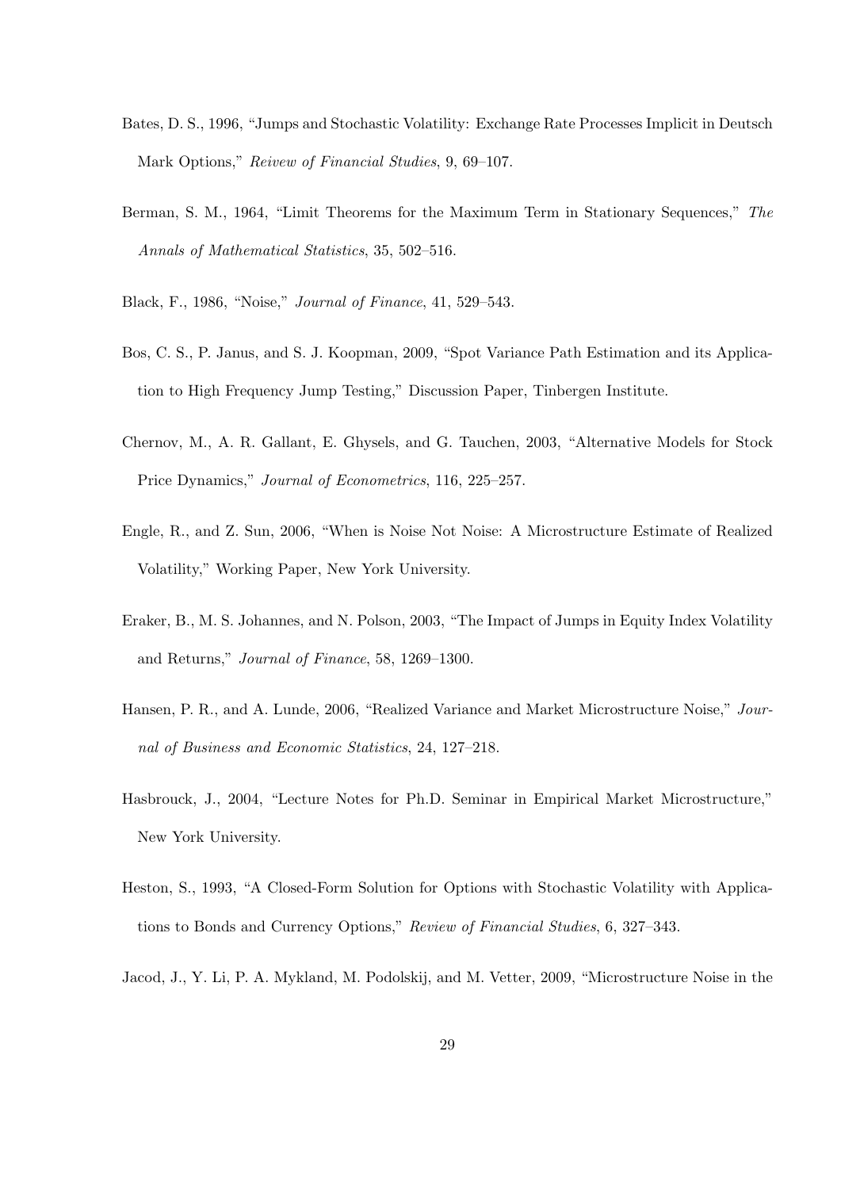Bates, D. S., 1996, "Jumps and Stochastic Volatility: Exchange Rate Processes Implicit in Deutsch Mark Options," *Reivew of Financial Studies*, 9, 69–107.

Berman, S. M., 1964, "Limit Theorems for the Maximum Term in Stationary Sequences," *The Annals of Mathematical Statistics*, 35, 502–516.

Black, F., 1986, "Noise," *Journal of Finance*, 41, 529–543.

Bos, C. S., P. Janus, and S. J. Koopman, 2009, "Spot Variance Path Estimation and its Application to High Frequency Jump Testing," Discussion Paper, Tinbergen Institute.

Chernov, M., A. R. Gallant, E. Ghysels, and G. Tauchen, 2003, "Alternative Models for Stock Price Dynamics," *Journal of Econometrics*, 116, 225–257.

Engle, R., and Z. Sun, 2006, "When is Noise Not Noise: A Microstructure Estimate of Realized Volatility," Working Paper, New York University.

Eraker, B., M. S. Johannes, and N. Polson, 2003, "The Impact of Jumps in Equity Index Volatility and Returns," *Journal of Finance*, 58, 1269–1300.

Hansen, P. R., and A. Lunde, 2006, "Realized Variance and Market Microstructure Noise," *Journal of Business and Economic Statistics*, 24, 127–218.

Hasbrouck, J., 2004, "Lecture Notes for Ph.D. Seminar in Empirical Market Microstructure," New York University.

Heston, S., 1993, "A Closed-Form Solution for Options with Stochastic Volatility with Applications to Bonds and Currency Options," *Review of Financial Studies*, 6, 327–343.

Jacod, J., Y. Li, P. A. Mykland, M. Podolskij, and M. Vetter, 2009, "Microstructure Noise in the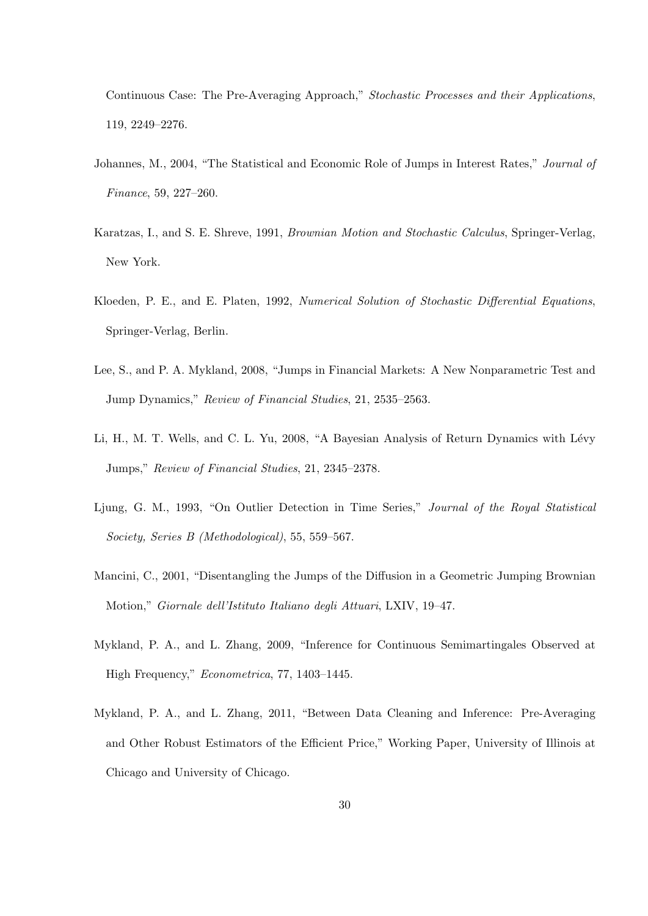Continuous Case: The Pre-Averaging Approach," *Stochastic Processes and their Applications*, 119, 2249–2276.

Johannes, M., 2004, "The Statistical and Economic Role of Jumps in Interest Rates," *Journal of Finance*, 59, 227–260.

Karatzas, I., and S. E. Shreve, 1991, *Brownian Motion and Stochastic Calculus*, Springer-Verlag, New York.

Kloeden, P. E., and E. Platen, 1992, *Numerical Solution of Stochastic Differential Equations*, Springer-Verlag, Berlin.

Lee, S., and P. A. Mykland, 2008, "Jumps in Financial Markets: A New Nonparametric Test and Jump Dynamics," *Review of Financial Studies*, 21, 2535–2563.

Li, H., M. T. Wells, and C. L. Yu, 2008, "A Bayesian Analysis of Return Dynamics with Lévy Jumps," *Review of Financial Studies*, 21, 2345–2378.

Ljung, G. M., 1993, "On Outlier Detection in Time Series," *Journal of the Royal Statistical Society, Series B (Methodological)*, 55, 559–567.

Mancini, C., 2001, "Disentangling the Jumps of the Diffusion in a Geometric Jumping Brownian Motion," *Giornale dell'Istituto Italiano degli Attuari*, LXIV, 19–47.

Mykland, P. A., and L. Zhang, 2009, "Inference for Continuous Semimartingales Observed at High Frequency," *Econometrica*, 77, 1403–1445.

Mykland, P. A., and L. Zhang, 2011, "Between Data Cleaning and Inference: Pre-Averaging and Other Robust Estimators of the Efficient Price," Working Paper, University of Illinois at Chicago and University of Chicago.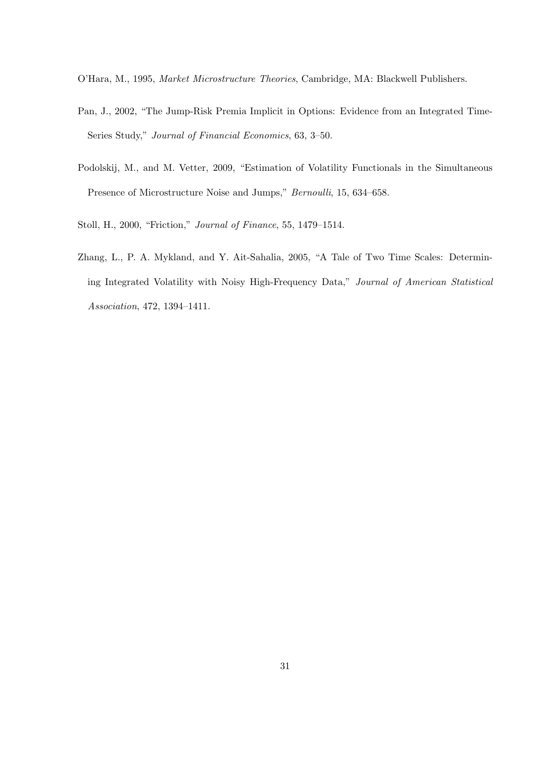O'Hara, M., 1995, *Market Microstructure Theories*, Cambridge, MA: Blackwell Publishers.

Pan, J., 2002, "The Jump-Risk Premia Implicit in Options: Evidence from an Integrated Time-Series Study," *Journal of Financial Economics*, 63, 3–50.

Podolskij, M., and M. Vetter, 2009, "Estimation of Volatility Functionals in the Simultaneous Presence of Microstructure Noise and Jumps," *Bernoulli*, 15, 634–658.

Stoll, H., 2000, "Friction," *Journal of Finance*, 55, 1479–1514.

Zhang, L., P. A. Mykland, and Y. Ait-Sahalia, 2005, "A Tale of Two Time Scales: Determining Integrated Volatility with Noisy High-Frequency Data," *Journal of American Statistical Association*, 472, 1394–1411.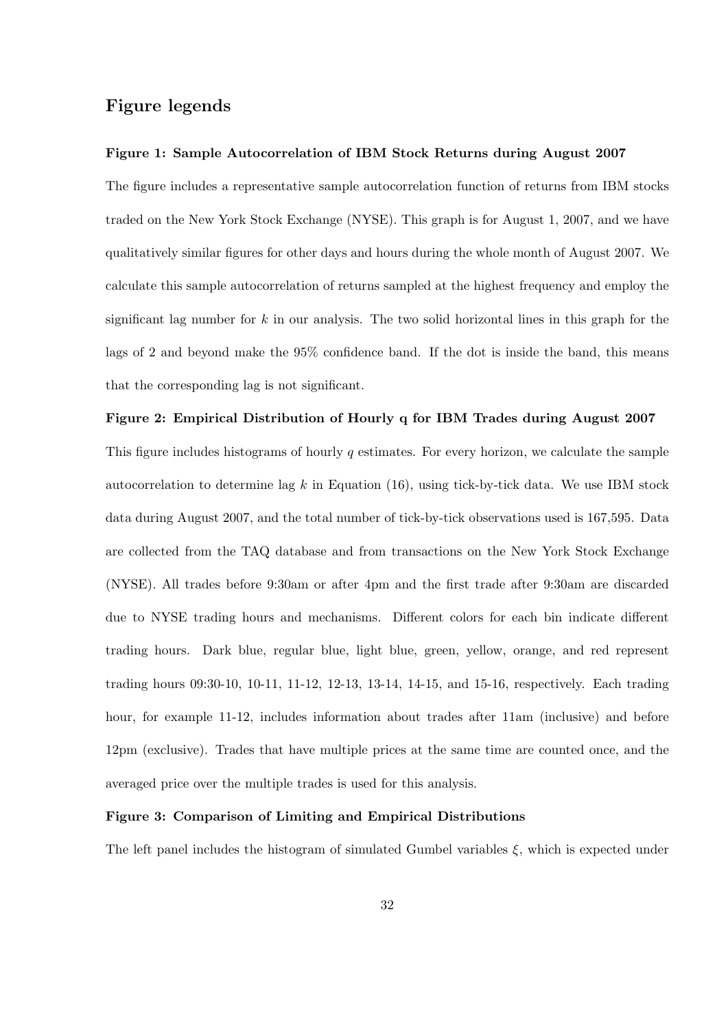## Figure legends

**Figure 1: Sample Autocorrelation of IBM Stock Returns during August 2007**

The figure includes a representative sample autocorrelation function of returns from IBM stocks traded on the New York Stock Exchange (NYSE). This graph is for August 1, 2007, and we have qualitatively similar figures for other days and hours during the whole month of August 2007. We calculate this sample autocorrelation of returns sampled at the highest frequency and employ the significant lag number for $k$ in our analysis. The two solid horizontal lines in this graph for the lags of 2 and beyond make the 95% confidence band. If the dot is inside the band, this means that the corresponding lag is not significant.

**Figure 2: Empirical Distribution of Hourly q for IBM Trades during August 2007**

This figure includes histograms of hourly $q$ estimates. For every horizon, we calculate the sample autocorrelation to determine lag $k$ in Equation (16), using tick-by-tick data. We use IBM stock data during August 2007, and the total number of tick-by-tick observations used is 167,595. Data are collected from the TAQ database and from transactions on the New York Stock Exchange (NYSE). All trades before 9:30am or after 4pm and the first trade after 9:30am are discarded due to NYSE trading hours and mechanisms. Different colors for each bin indicate different trading hours. Dark blue, regular blue, light blue, green, yellow, orange, and red represent trading hours 09:30-10, 10-11, 11-12, 12-13, 13-14, 14-15, and 15-16, respectively. Each trading hour, for example 11-12, includes information about trades after 11am (inclusive) and before 12pm (exclusive). Trades that have multiple prices at the same time are counted once, and the averaged price over the multiple trades is used for this analysis.

**Figure 3: Comparison of Limiting and Empirical Distributions**

The left panel includes the histogram of simulated Gumbel variables $\xi$, which is expected under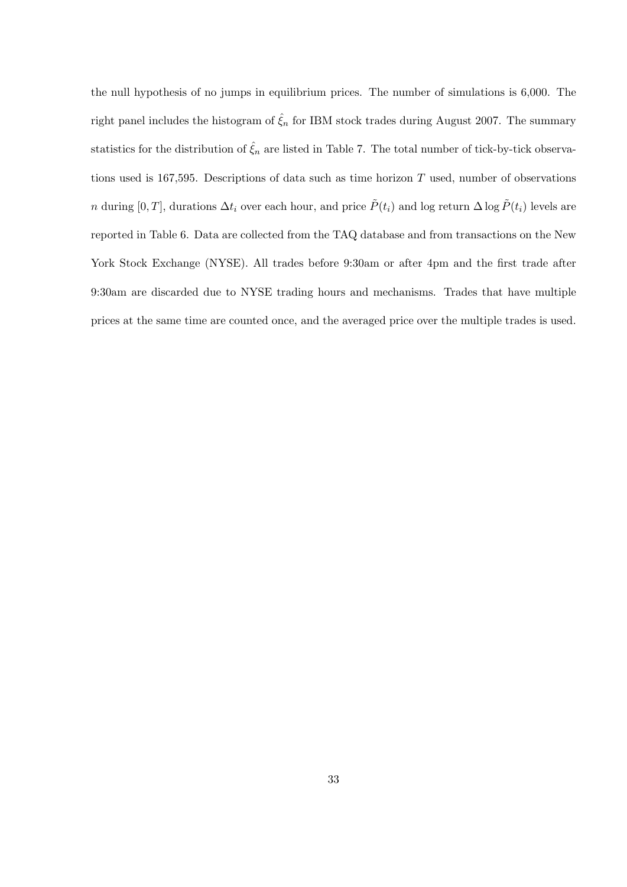the null hypothesis of no jumps in equilibrium prices. The number of simulations is 6,000. The right panel includes the histogram of $\hat{\xi}_n$ for IBM stock trades during August 2007. The summary statistics for the distribution of $\hat{\xi}_n$ are listed in Table 7. The total number of tick-by-tick observations used is 167,595. Descriptions of data such as time horizon $T$ used, number of observations $n$ during $[0, T]$, durations $\Delta t_i$ over each hour, and price $\tilde{P}(t_i)$ and log return $\Delta \log \tilde{P}(t_i)$ levels are reported in Table 6. Data are collected from the TAQ database and from transactions on the New York Stock Exchange (NYSE). All trades before 9:30am or after 4pm and the first trade after 9:30am are discarded due to NYSE trading hours and mechanisms. Trades that have multiple prices at the same time are counted once, and the averaged price over the multiple trades is used.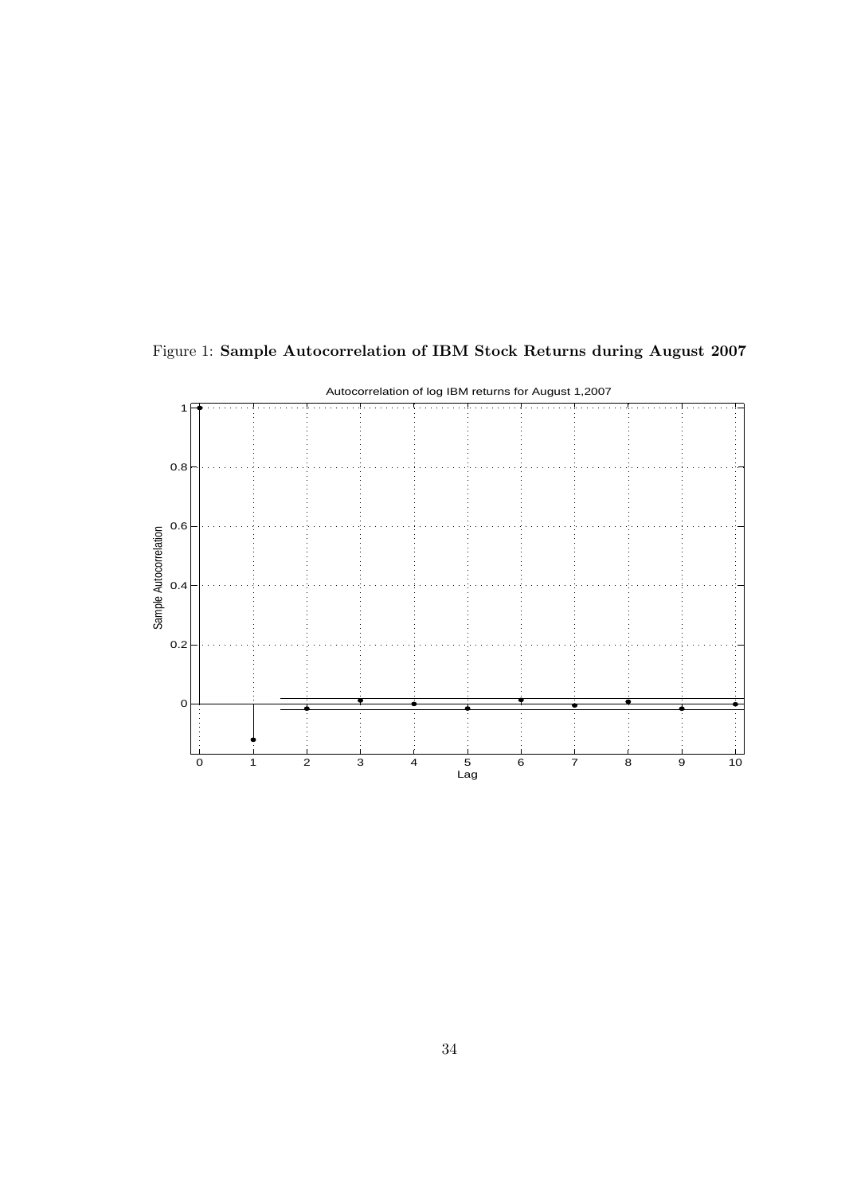Figure 1: **Sample Autocorrelation of IBM Stock Returns during August 2007**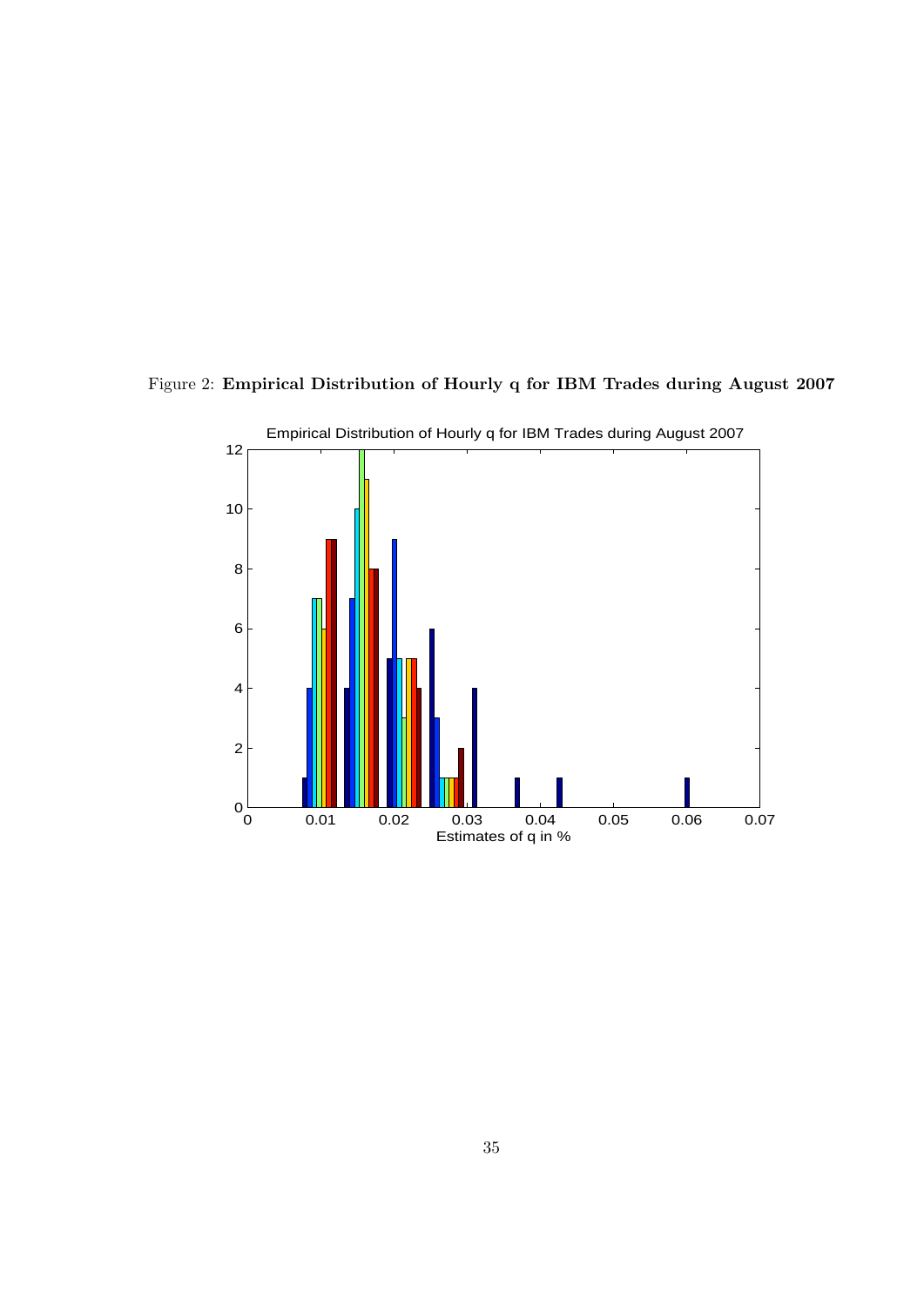Figure 2: **Empirical Distribution of Hourly q for IBM Trades during August 2007**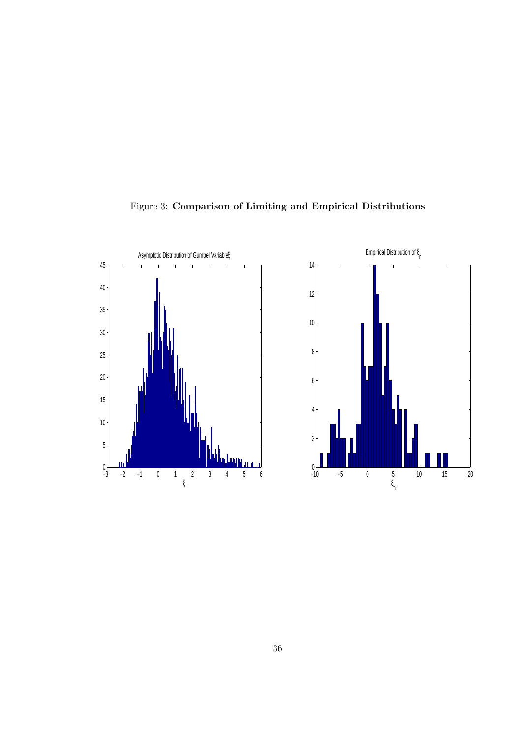Figure 3: **Comparison of Limiting and Empirical Distributions**

Asymptotic Distribution of Gumbel Variable $\xi$

Empirical Distribution of $\xi_n$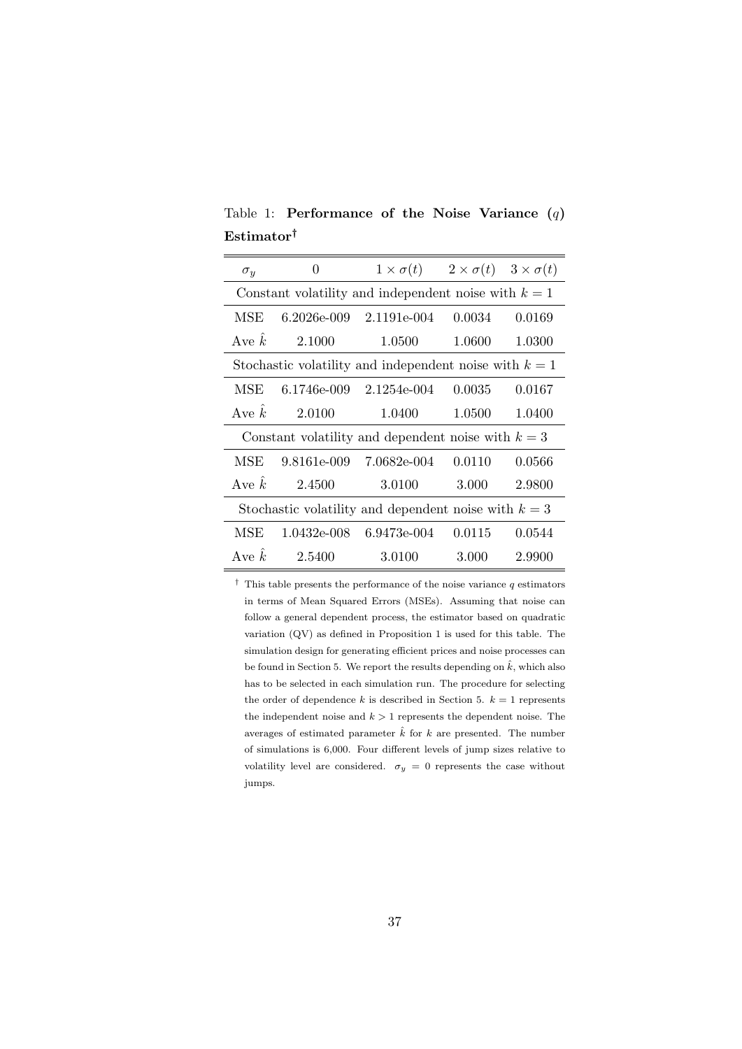Table 1: **Performance of the Noise Variance ($q$) Estimator**[†]

| $\sigma_y$ | 0 | $1 \times \sigma(t)$ | $2 \times \sigma(t)$ | $3 \times \sigma(t)$ |
|---|---|---|---|---|
| Constant volatility and independent noise with $k = 1$ | | | | |
| MSE | 6.2026e-009 | 2.1191e-004 | 0.0034 | 0.0169 |
| Ave $\hat{k}$ | 2.1000 | 1.0500 | 1.0600 | 1.0300 |
| Stochastic volatility and independent noise with $k = 1$ | | | | |
| MSE | 6.1746e-009 | 2.1254e-004 | 0.0035 | 0.0167 |
| Ave $\hat{k}$ | 2.0100 | 1.0400 | 1.0500 | 1.0400 |
| Constant volatility and dependent noise with $k = 3$ | | | | |
| MSE | 9.8161e-009 | 7.0682e-004 | 0.0110 | 0.0566 |
| Ave $\hat{k}$ | 2.4500 | 3.0100 | 3.000 | 2.9800 |
| Stochastic volatility and dependent noise with $k = 3$ | | | | |
| MSE | 1.0432e-008 | 6.9473e-004 | 0.0115 | 0.0544 |
| Ave $\hat{k}$ | 2.5400 | 3.0100 | 3.000 | 2.9900 |

[†] This table presents the performance of the noise variance $q$ estimators in terms of Mean Squared Errors (MSEs). Assuming that noise can follow a general dependent process, the estimator based on quadratic variation (QV) as defined in Proposition 1 is used for this table. The simulation design for generating efficient prices and noise processes can be found in Section 5. We report the results depending on $\hat{k}$, which also has to be selected in each simulation run. The procedure for selecting the order of dependence $k$ is described in Section 5. $k = 1$ represents the independent noise and $k > 1$ represents the dependent noise. The averages of estimated parameter $\hat{k}$ for $k$ are presented. The number of simulations is 6,000. Four different levels of jump sizes relative to volatility level are considered. $\sigma_y = 0$ represents the case without jumps.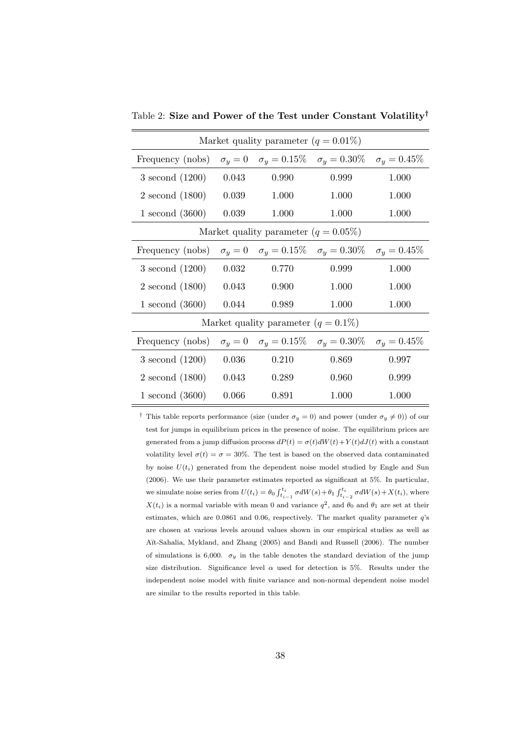Table 2: **Size and Power of the Test under Constant Volatility**[†]

| Market quality parameter ($q = 0.01\%$) | | | | |
|---|---|---|---|---|
| Frequency (nobs) | $\sigma_y = 0$ | $\sigma_y = 0.15\%$ | $\sigma_y = 0.30\%$ | $\sigma_y = 0.45\%$ |
| 3 second (1200) | 0.043 | 0.990 | 0.999 | 1.000 |
| 2 second (1800) | 0.039 | 1.000 | 1.000 | 1.000 |
| 1 second (3600) | 0.039 | 1.000 | 1.000 | 1.000 |
| **Market quality parameter ($q = 0.05\%$)** | | | | |
| Frequency (nobs) | $\sigma_y = 0$ | $\sigma_y = 0.15\%$ | $\sigma_y = 0.30\%$ | $\sigma_y = 0.45\%$ |
| 3 second (1200) | 0.032 | 0.770 | 0.999 | 1.000 |
| 2 second (1800) | 0.043 | 0.900 | 1.000 | 1.000 |
| 1 second (3600) | 0.044 | 0.989 | 1.000 | 1.000 |
| **Market quality parameter ($q = 0.1\%$)** | | | | |
| Frequency (nobs) | $\sigma_y = 0$ | $\sigma_y = 0.15\%$ | $\sigma_y = 0.30\%$ | $\sigma_y = 0.45\%$ |
| 3 second (1200) | 0.036 | 0.210 | 0.869 | 0.997 |
| 2 second (1800) | 0.043 | 0.289 | 0.960 | 0.999 |
| 1 second (3600) | 0.066 | 0.891 | 1.000 | 1.000 |

[†] This table reports performance (size (under $\sigma_y = 0$) and power (under $\sigma_y \neq 0$)) of our test for jumps in equilibrium prices in the presence of noise. The equilibrium prices are generated from a jump diffusion process $dP(t) = \sigma(t)dW(t) + Y(t)dJ(t)$ with a constant volatility level $\sigma(t) = \sigma = 30\%$. The test is based on the observed data contaminated by noise $U(t_i)$ generated from the dependent noise model studied by Engle and Sun (2006). We use their parameter estimates reported as significant at 5%. In particular, we simulate noise series from $U(t_i) = \theta_0 \int_{t_{i-1}}^{t_i} \sigma dW(s) + \theta_1 \int_{t_{i-2}}^{t_i} \sigma dW(s) + X(t_i)$, where $X(t_i)$ is a normal variable with mean 0 and variance $q^2$, and $\theta_0$ and $\theta_1$ are set at their estimates, which are 0.0861 and 0.06, respectively. The market quality parameter $q$'s are chosen at various levels around values shown in our empirical studies as well as Aït-Sahalia, Mykland, and Zhang (2005) and Bandi and Russell (2006). The number of simulations is 6,000. $\sigma_y$ in the table denotes the standard deviation of the jump size distribution. Significance level $\alpha$ used for detection is 5%. Results under the independent noise model with finite variance and non-normal dependent noise model are similar to the results reported in this table.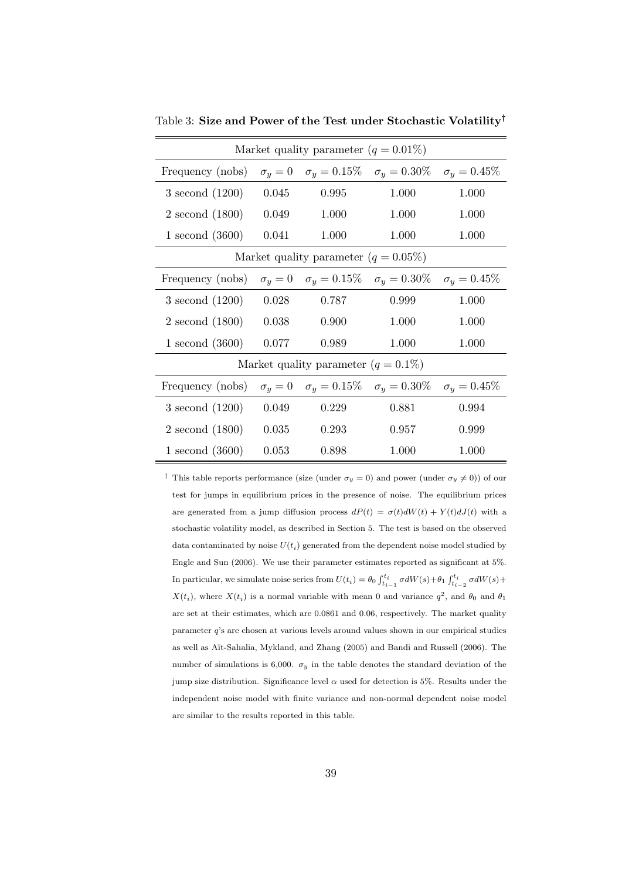Table 3: **Size and Power of the Test under Stochastic Volatility**[†]

| Market quality parameter ($q = 0.01\%$) | | | | |
|---|---|---|---|---|
| Frequency (nobs) | $\sigma_y = 0$ | $\sigma_y = 0.15\%$ | $\sigma_y = 0.30\%$ | $\sigma_y = 0.45\%$ |
| 3 second (1200) | 0.045 | 0.995 | 1.000 | 1.000 |
| 2 second (1800) | 0.049 | 1.000 | 1.000 | 1.000 |
| 1 second (3600) | 0.041 | 1.000 | 1.000 | 1.000 |
| Market quality parameter ($q = 0.05\%$) | | | | |
| Frequency (nobs) | $\sigma_y = 0$ | $\sigma_y = 0.15\%$ | $\sigma_y = 0.30\%$ | $\sigma_y = 0.45\%$ |
| 3 second (1200) | 0.028 | 0.787 | 0.999 | 1.000 |
| 2 second (1800) | 0.038 | 0.900 | 1.000 | 1.000 |
| 1 second (3600) | 0.077 | 0.989 | 1.000 | 1.000 |
| Market quality parameter ($q = 0.1\%$) | | | | |
| Frequency (nobs) | $\sigma_y = 0$ | $\sigma_y = 0.15\%$ | $\sigma_y = 0.30\%$ | $\sigma_y = 0.45\%$ |
| 3 second (1200) | 0.049 | 0.229 | 0.881 | 0.994 |
| 2 second (1800) | 0.035 | 0.293 | 0.957 | 0.999 |
| 1 second (3600) | 0.053 | 0.898 | 1.000 | 1.000 |

[†] This table reports performance (size (under $\sigma_y = 0$) and power (under $\sigma_y \neq 0$)) of our test for jumps in equilibrium prices in the presence of noise. The equilibrium prices are generated from a jump diffusion process $dP(t) = \sigma(t)dW(t) + Y(t)dJ(t)$ with a stochastic volatility model, as described in Section 5. The test is based on the observed data contaminated by noise $U(t_i)$ generated from the dependent noise model studied by Engle and Sun (2006). We use their parameter estimates reported as significant at 5%. In particular, we simulate noise series from $U(t_i) = \theta_0 \int_{t_{i-1}}^{t_i} \sigma dW(s) + \theta_1 \int_{t_{i-2}}^{t_i} \sigma dW(s) + X(t_i)$, where $X(t_i)$ is a normal variable with mean 0 and variance $q^2$, and $\theta_0$ and $\theta_1$ are set at their estimates, which are 0.0861 and 0.06, respectively. The market quality parameter $q$'s are chosen at various levels around values shown in our empirical studies as well as Aït-Sahalia, Mykland, and Zhang (2005) and Bandi and Russell (2006). The number of simulations is 6,000. $\sigma_y$ in the table denotes the standard deviation of the jump size distribution. Significance level $\alpha$ used for detection is 5%. Results under the independent noise model with finite variance and non-normal dependent noise model are similar to the results reported in this table.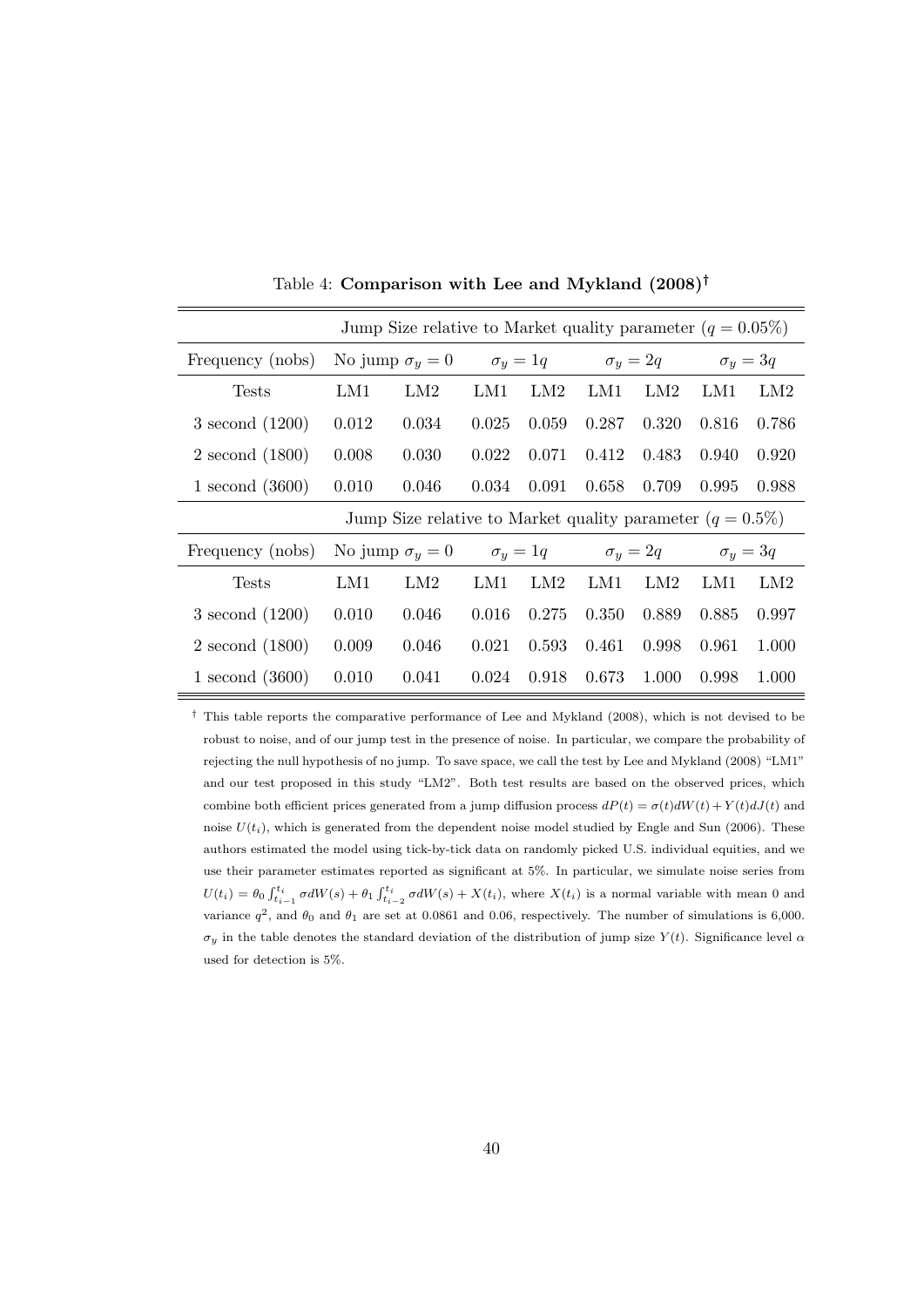Table 4: **Comparison with Lee and Mykland (2008)**[†]

| | Jump Size relative to Market quality parameter ($q = 0.05\%$) | | | | | | | |
|---|---|---|---|---|---|---|---|---|
| Frequency (nobs) | No jump $\sigma_y = 0$ | | $\sigma_y = 1q$ | | $\sigma_y = 2q$ | | $\sigma_y = 3q$ | |
| Tests | LM1 | LM2 | LM1 | LM2 | LM1 | LM2 | LM1 | LM2 |
| 3 second (1200) | 0.012 | 0.034 | 0.025 | 0.059 | 0.287 | 0.320 | 0.816 | 0.786 |
| 2 second (1800) | 0.008 | 0.030 | 0.022 | 0.071 | 0.412 | 0.483 | 0.940 | 0.920 |
| 1 second (3600) | 0.010 | 0.046 | 0.034 | 0.091 | 0.658 | 0.709 | 0.995 | 0.988 |
| | Jump Size relative to Market quality parameter ($q = 0.5\%$) | | | | | | | |
| Frequency (nobs) | No jump $\sigma_y = 0$ | | $\sigma_y = 1q$ | | $\sigma_y = 2q$ | | $\sigma_y = 3q$ | |
| Tests | LM1 | LM2 | LM1 | LM2 | LM1 | LM2 | LM1 | LM2 |
| 3 second (1200) | 0.010 | 0.046 | 0.016 | 0.275 | 0.350 | 0.889 | 0.885 | 0.997 |
| 2 second (1800) | 0.009 | 0.046 | 0.021 | 0.593 | 0.461 | 0.998 | 0.961 | 1.000 |
| 1 second (3600) | 0.010 | 0.041 | 0.024 | 0.918 | 0.673 | 1.000 | 0.998 | 1.000 |

[†] This table reports the comparative performance of Lee and Mykland (2008), which is not devised to be robust to noise, and of our jump test in the presence of noise. In particular, we compare the probability of rejecting the null hypothesis of no jump. To save space, we call the test by Lee and Mykland (2008) "LM1" and our test proposed in this study "LM2". Both test results are based on the observed prices, which combine both efficient prices generated from a jump diffusion process $dP(t) = \sigma(t)dW(t) + Y(t)dJ(t)$ and noise $U(t_i)$, which is generated from the dependent noise model studied by Engle and Sun (2006). These authors estimated the model using tick-by-tick data on randomly picked U.S. individual equities, and we use their parameter estimates reported as significant at 5%. In particular, we simulate noise series from $U(t_i) = \theta_0 \int_{t_{i-1}}^{t_i} \sigma dW(s) + \theta_1 \int_{t_{i-2}}^{t_i} \sigma dW(s) + X(t_i)$, where $X(t_i)$ is a normal variable with mean 0 and variance $q^2$, and $\theta_0$ and $\theta_1$ are set at 0.0861 and 0.06, respectively. The number of simulations is 6,000. $\sigma_y$ in the table denotes the standard deviation of the distribution of jump size $Y(t)$. Significance level $\alpha$ used for detection is 5%.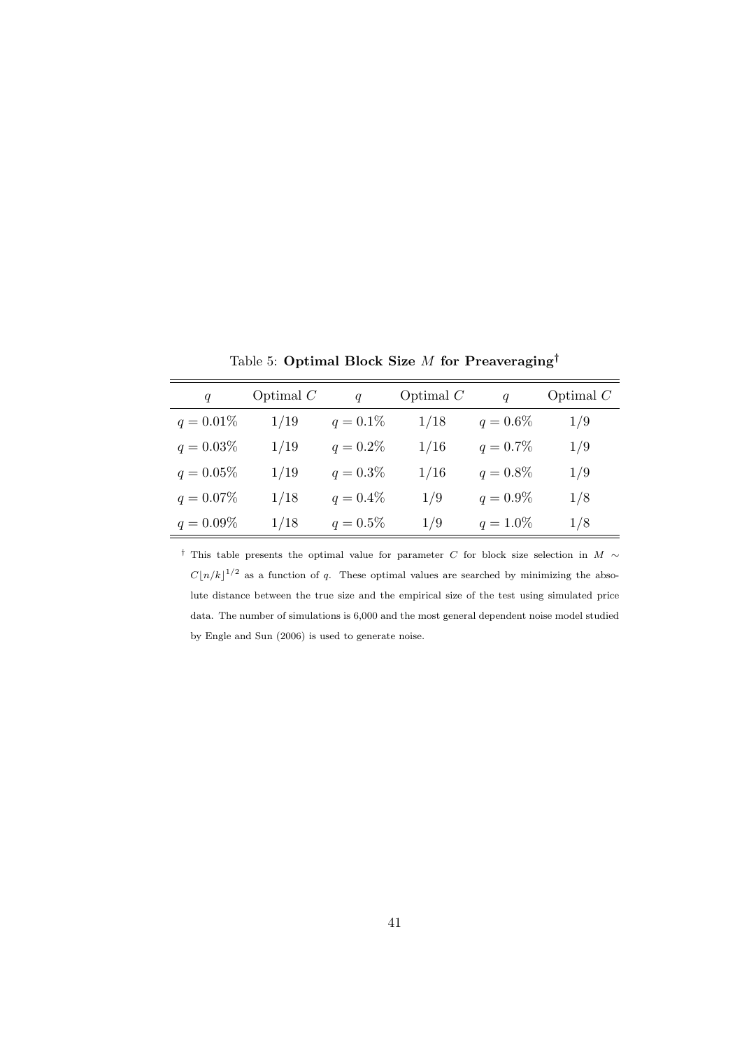Table 5: **Optimal Block Size $M$ for Preaveraging**[†]

| $q$ | Optimal $C$ | $q$ | Optimal $C$ | $q$ | Optimal $C$ |
|---|---|---|---|---|---|
| $q = 0.01\%$ | $1/19$ | $q = 0.1\%$ | $1/18$ | $q = 0.6\%$ | $1/9$ |
| $q = 0.03\%$ | $1/19$ | $q = 0.2\%$ | $1/16$ | $q = 0.7\%$ | $1/9$ |
| $q = 0.05\%$ | $1/19$ | $q = 0.3\%$ | $1/16$ | $q = 0.8\%$ | $1/9$ |
| $q = 0.07\%$ | $1/18$ | $q = 0.4\%$ | $1/9$ | $q = 0.9\%$ | $1/8$ |
| $q = 0.09\%$ | $1/18$ | $q = 0.5\%$ | $1/9$ | $q = 1.0\%$ | $1/8$ |

[†] This table presents the optimal value for parameter $C$ for block size selection in $M \sim C\lfloor n/k \rfloor^{1/2}$ as a function of $q$. These optimal values are searched by minimizing the absolute distance between the true size and the empirical size of the test using simulated price data. The number of simulations is 6,000 and the most general dependent noise model studied by Engle and Sun (2006) is used to generate noise.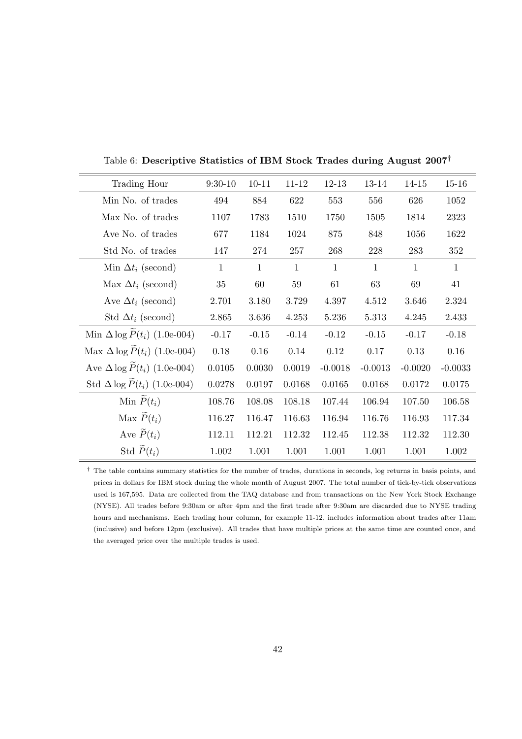Table 6: **Descriptive Statistics of IBM Stock Trades during August 2007**[†]

| Trading Hour | 9:30-10 | 10-11 | 11-12 | 12-13 | 13-14 | 14-15 | 15-16 |
|---|---|---|---|---|---|---|---|
| Min No. of trades | 494 | 884 | 622 | 553 | 556 | 626 | 1052 |
| Max No. of trades | 1107 | 1783 | 1510 | 1750 | 1505 | 1814 | 2323 |
| Ave No. of trades | 677 | 1184 | 1024 | 875 | 848 | 1056 | 1622 |
| Std No. of trades | 147 | 274 | 257 | 268 | 228 | 283 | 352 |
| Min $\Delta t_i$ (second) | 1 | 1 | 1 | 1 | 1 | 1 | 1 |
| Max $\Delta t_i$ (second) | 35 | 60 | 59 | 61 | 63 | 69 | 41 |
| Ave $\Delta t_i$ (second) | 2.701 | 3.180 | 3.729 | 4.397 | 4.512 | 3.646 | 2.324 |
| Std $\Delta t_i$ (second) | 2.865 | 3.636 | 4.253 | 5.236 | 5.313 | 4.245 | 2.433 |
| Min $\Delta \log \widetilde{P}(t_i)$ (1.0e-004) | -0.17 | -0.15 | -0.14 | -0.12 | -0.15 | -0.17 | -0.18 |
| Max $\Delta \log \widetilde{P}(t_i)$ (1.0e-004) | 0.18 | 0.16 | 0.14 | 0.12 | 0.17 | 0.13 | 0.16 |
| Ave $\Delta \log \widetilde{P}(t_i)$ (1.0e-004) | 0.0105 | 0.0030 | 0.0019 | -0.0018 | -0.0013 | -0.0020 | -0.0033 |
| Std $\Delta \log \widetilde{P}(t_i)$ (1.0e-004) | 0.0278 | 0.0197 | 0.0168 | 0.0165 | 0.0168 | 0.0172 | 0.0175 |
| Min $\widetilde{P}(t_i)$ | 108.76 | 108.08 | 108.18 | 107.44 | 106.94 | 107.50 | 106.58 |
| Max $\widetilde{P}(t_i)$ | 116.27 | 116.47 | 116.63 | 116.94 | 116.76 | 116.93 | 117.34 |
| Ave $\widetilde{P}(t_i)$ | 112.11 | 112.21 | 112.32 | 112.45 | 112.38 | 112.32 | 112.30 |
| Std $\widetilde{P}(t_i)$ | 1.002 | 1.001 | 1.001 | 1.001 | 1.001 | 1.001 | 1.002 |

[†] The table contains summary statistics for the number of trades, durations in seconds, log returns in basis points, and prices in dollars for IBM stock during the whole month of August 2007. The total number of tick-by-tick observations used is 167,595. Data are collected from the TAQ database and from transactions on the New York Stock Exchange (NYSE). All trades before 9:30am or after 4pm and the first trade after 9:30am are discarded due to NYSE trading hours and mechanisms. Each trading hour column, for example 11-12, includes information about trades after 11am (inclusive) and before 12pm (exclusive). All trades that have multiple prices at the same time are counted once, and the averaged price over the multiple trades is used.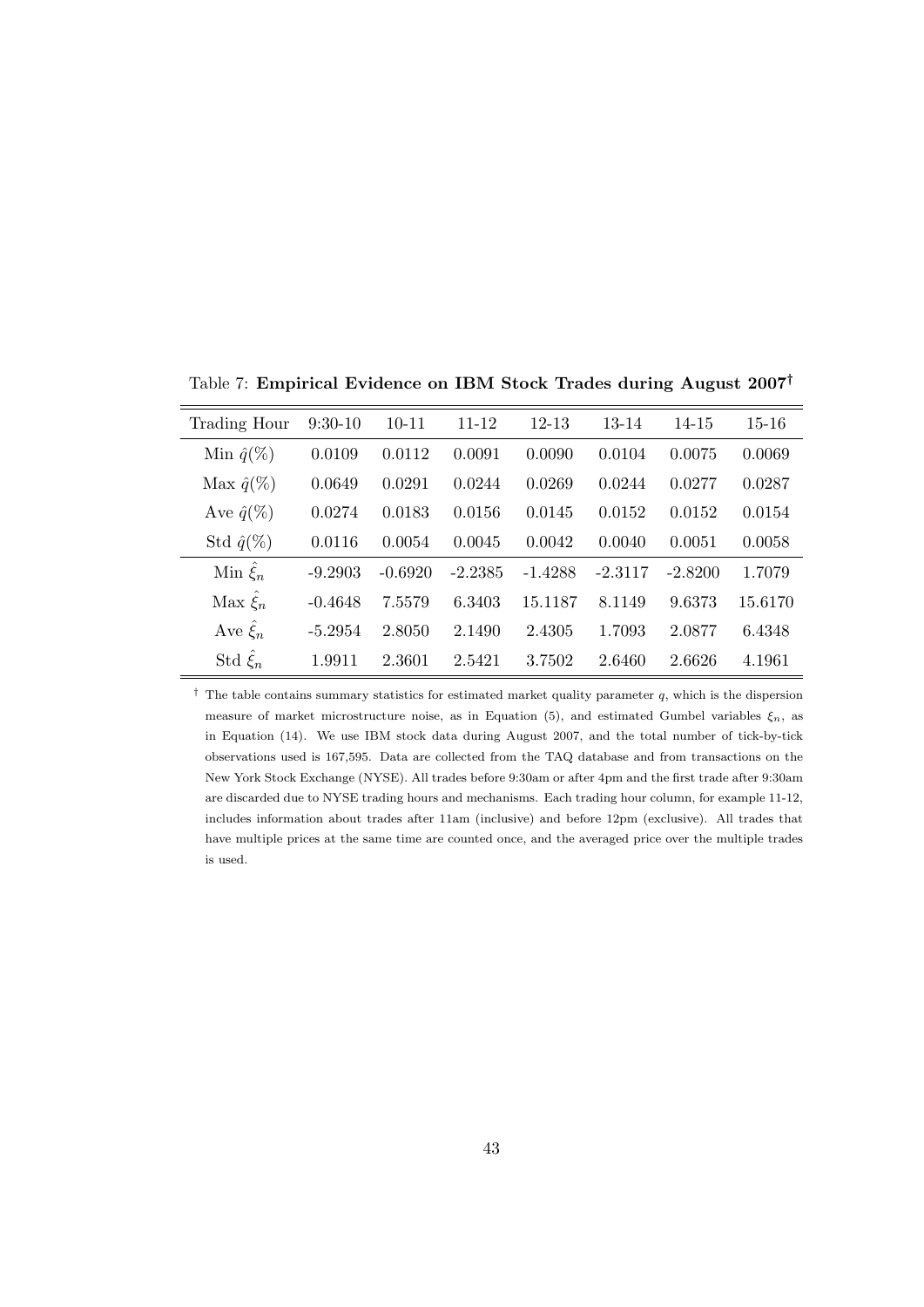Table 7: **Empirical Evidence on IBM Stock Trades during August 2007**[†]

| Trading Hour | 9:30-10 | 10-11 | 11-12 | 12-13 | 13-14 | 14-15 | 15-16 |
|---|---|---|---|---|---|---|---|
| Min $\hat{q}(\%)$ | 0.0109 | 0.0112 | 0.0091 | 0.0090 | 0.0104 | 0.0075 | 0.0069 |
| Max $\hat{q}(\%)$ | 0.0649 | 0.0291 | 0.0244 | 0.0269 | 0.0244 | 0.0277 | 0.0287 |
| Ave $\hat{q}(\%)$ | 0.0274 | 0.0183 | 0.0156 | 0.0145 | 0.0152 | 0.0152 | 0.0154 |
| Std $\hat{q}(\%)$ | 0.0116 | 0.0054 | 0.0045 | 0.0042 | 0.0040 | 0.0051 | 0.0058 |
| Min $\hat{\xi}_n$ | -9.2903 | -0.6920 | -2.2385 | -1.4288 | -2.3117 | -2.8200 | 1.7079 |
| Max $\hat{\xi}_n$ | -0.4648 | 7.5579 | 6.3403 | 15.1187 | 8.1149 | 9.6373 | 15.6170 |
| Ave $\hat{\xi}_n$ | -5.2954 | 2.8050 | 2.1490 | 2.4305 | 1.7093 | 2.0877 | 6.4348 |
| Std $\hat{\xi}_n$ | 1.9911 | 2.3601 | 2.5421 | 3.7502 | 2.6460 | 2.6626 | 4.1961 |

[†] The table contains summary statistics for estimated market quality parameter $q$, which is the dispersion measure of market microstructure noise, as in Equation (5), and estimated Gumbel variables $\xi_n$, as in Equation (14). We use IBM stock data during August 2007, and the total number of tick-by-tick observations used is 167,595. Data are collected from the TAQ database and from transactions on the New York Stock Exchange (NYSE). All trades before 9:30am or after 4pm and the first trade after 9:30am are discarded due to NYSE trading hours and mechanisms. Each trading hour column, for example 11-12, includes information about trades after 11am (inclusive) and before 12pm (exclusive). All trades that have multiple prices at the same time are counted once, and the averaged price over the multiple trades is used.